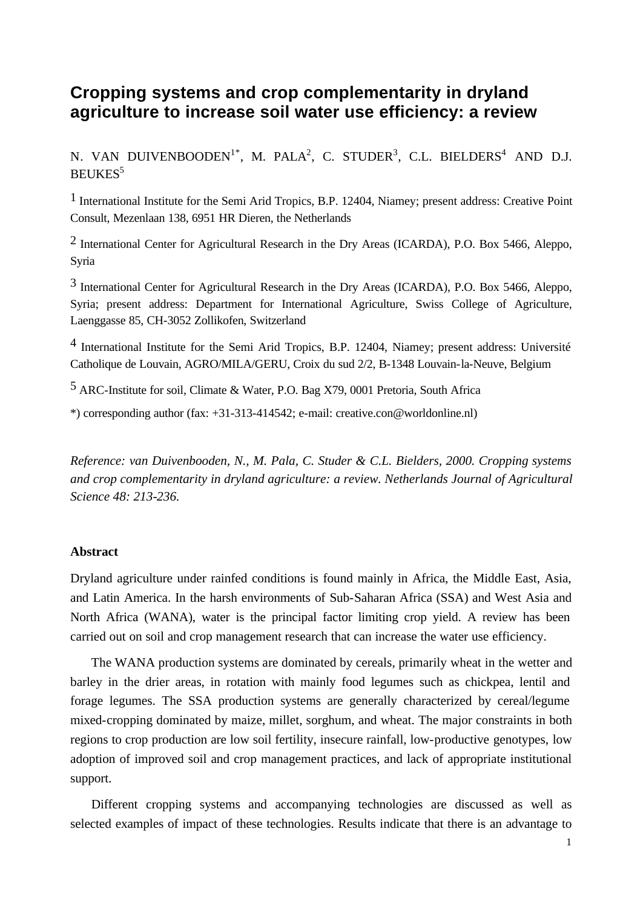# Cropping systems and crop complementarity in dryland agriculture to increase soil water use efficiency: a review

N. VAN DUIVENBOODEN[1*], M. PALA[2], C. STUDER[3], C.L. BIELDERS[4] AND D.J. BEUKES[5]

[1] International Institute for the Semi Arid Tropics, B.P. 12404, Niamey; present address: Creative Point Consult, Mezenlaan 138, 6951 HR Dieren, the Netherlands

[2] International Center for Agricultural Research in the Dry Areas (ICARDA), P.O. Box 5466, Aleppo, Syria

[3] International Center for Agricultural Research in the Dry Areas (ICARDA), P.O. Box 5466, Aleppo, Syria; present address: Department for International Agriculture, Swiss College of Agriculture, Laenggasse 85, CH-3052 Zollikofen, Switzerland

[4] International Institute for the Semi Arid Tropics, B.P. 12404, Niamey; present address: Université Catholique de Louvain, AGRO/MILA/GERU, Croix du sud 2/2, B-1348 Louvain-la-Neuve, Belgium

[5] ARC-Institute for soil, Climate & Water, P.O. Bag X79, 0001 Pretoria, South Africa

*) corresponding author (fax: +31-313-414542; e-mail: creative.con@worldonline.nl)

*Reference: van Duivenbooden, N., M. Pala, C. Studer & C.L. Bielders, 2000. Cropping systems and crop complementarity in dryland agriculture: a review. Netherlands Journal of Agricultural Science 48: 213-236.*

**Abstract**

Dryland agriculture under rainfed conditions is found mainly in Africa, the Middle East, Asia, and Latin America. In the harsh environments of Sub-Saharan Africa (SSA) and West Asia and North Africa (WANA), water is the principal factor limiting crop yield. A review has been carried out on soil and crop management research that can increase the water use efficiency.

The WANA production systems are dominated by cereals, primarily wheat in the wetter and barley in the drier areas, in rotation with mainly food legumes such as chickpea, lentil and forage legumes. The SSA production systems are generally characterized by cereal/legume mixed-cropping dominated by maize, millet, sorghum, and wheat. The major constraints in both regions to crop production are low soil fertility, insecure rainfall, low-productive genotypes, low adoption of improved soil and crop management practices, and lack of appropriate institutional support.

Different cropping systems and accompanying technologies are discussed as well as selected examples of impact of these technologies. Results indicate that there is an advantage to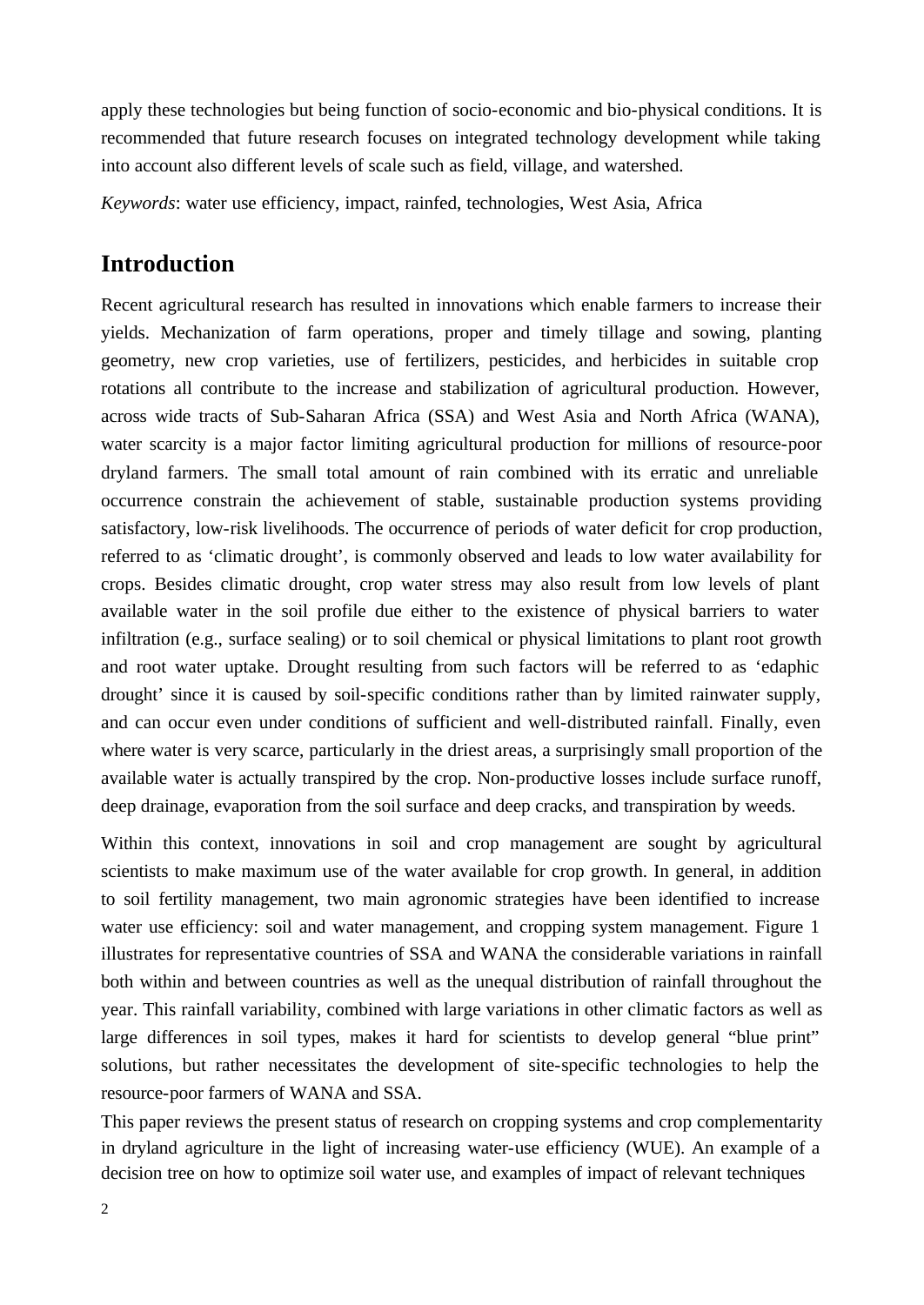apply these technologies but being function of socio-economic and bio-physical conditions. It is recommended that future research focuses on integrated technology development while taking into account also different levels of scale such as field, village, and watershed.

*Keywords*: water use efficiency, impact, rainfed, technologies, West Asia, Africa

## Introduction

Recent agricultural research has resulted in innovations which enable farmers to increase their yields. Mechanization of farm operations, proper and timely tillage and sowing, planting geometry, new crop varieties, use of fertilizers, pesticides, and herbicides in suitable crop rotations all contribute to the increase and stabilization of agricultural production. However, across wide tracts of Sub-Saharan Africa (SSA) and West Asia and North Africa (WANA), water scarcity is a major factor limiting agricultural production for millions of resource-poor dryland farmers. The small total amount of rain combined with its erratic and unreliable occurrence constrain the achievement of stable, sustainable production systems providing satisfactory, low-risk livelihoods. The occurrence of periods of water deficit for crop production, referred to as 'climatic drought', is commonly observed and leads to low water availability for crops. Besides climatic drought, crop water stress may also result from low levels of plant available water in the soil profile due either to the existence of physical barriers to water infiltration (e.g., surface sealing) or to soil chemical or physical limitations to plant root growth and root water uptake. Drought resulting from such factors will be referred to as 'edaphic drought' since it is caused by soil-specific conditions rather than by limited rainwater supply, and can occur even under conditions of sufficient and well-distributed rainfall. Finally, even where water is very scarce, particularly in the driest areas, a surprisingly small proportion of the available water is actually transpired by the crop. Non-productive losses include surface runoff, deep drainage, evaporation from the soil surface and deep cracks, and transpiration by weeds.

Within this context, innovations in soil and crop management are sought by agricultural scientists to make maximum use of the water available for crop growth. In general, in addition to soil fertility management, two main agronomic strategies have been identified to increase water use efficiency: soil and water management, and cropping system management. Figure 1 illustrates for representative countries of SSA and WANA the considerable variations in rainfall both within and between countries as well as the unequal distribution of rainfall throughout the year. This rainfall variability, combined with large variations in other climatic factors as well as large differences in soil types, makes it hard for scientists to develop general "blue print" solutions, but rather necessitates the development of site-specific technologies to help the resource-poor farmers of WANA and SSA.

This paper reviews the present status of research on cropping systems and crop complementarity in dryland agriculture in the light of increasing water-use efficiency (WUE). An example of a decision tree on how to optimize soil water use, and examples of impact of relevant techniques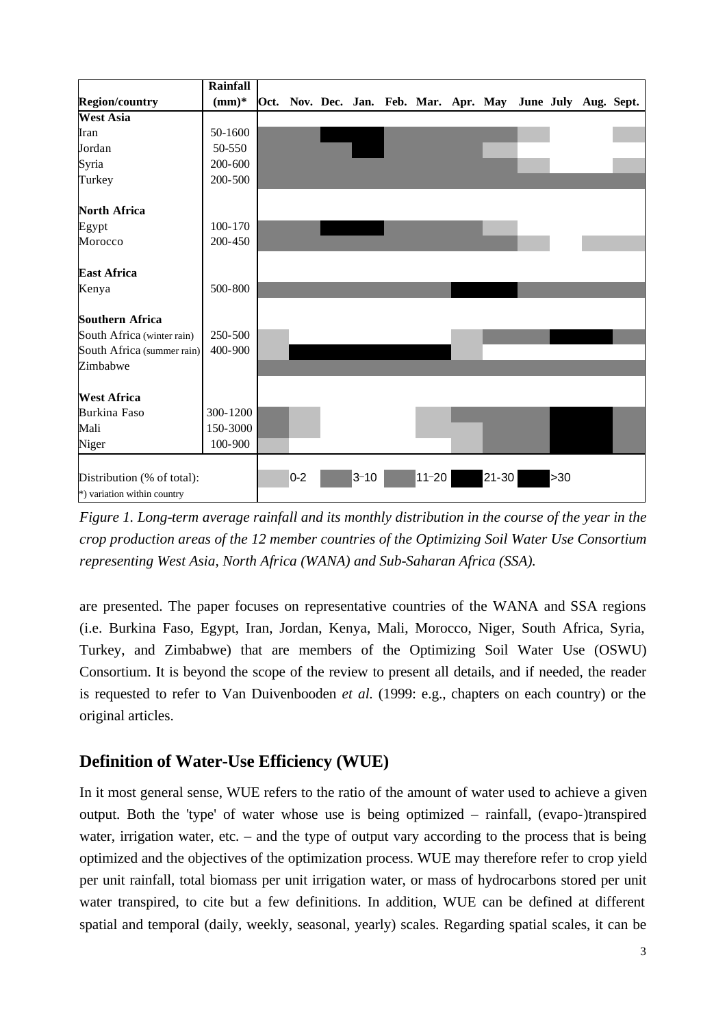| Region/country | Rainfall (mm)* | Oct. | Nov. | Dec. | Jan. | Feb. | Mar. | Apr. | May | June | July | Aug. | Sept. |
|---|---|---|---|---|---|---|---|---|---|---|---|---|---|
| **West Asia** | | | | | | | | | | | | | |
| Iran | 50-1600 | | | | | | | | | | | | |
| Jordan | 50-550 | | | | | | | | | | | | |
| Syria | 200-600 | | | | | | | | | | | | |
| Turkey | 200-500 | | | | | | | | | | | | |
| **North Africa** | | | | | | | | | | | | | |
| Egypt | 100-170 | | | | | | | | | | | | |
| Morocco | 200-450 | | | | | | | | | | | | |
| **East Africa** | | | | | | | | | | | | | |
| Kenya | 500-800 | | | | | | | | | | | | |
| **Southern Africa** | | | | | | | | | | | | | |
| South Africa (winter rain) | 250-500 | | | | | | | | | | | | |
| South Africa (summer rain) | 400-900 | | | | | | | | | | | | |
| Zimbabwe | | | | | | | | | | | | | |
| **West Africa** | | | | | | | | | | | | | |
| Burkina Faso | 300-1200 | | | | | | | | | | | | |
| Mali | 150-3000 | | | | | | | | | | | | |
| Niger | 100-900 | | | | | | | | | | | | |

Distribution (% of total): 0-2; 3–10; 11–20; 21-30; >30

*) variation within country

*Figure 1. Long-term average rainfall and its monthly distribution in the course of the year in the crop production areas of the 12 member countries of the Optimizing Soil Water Use Consortium representing West Asia, North Africa (WANA) and Sub-Saharan Africa (SSA).*

are presented. The paper focuses on representative countries of the WANA and SSA regions (i.e. Burkina Faso, Egypt, Iran, Jordan, Kenya, Mali, Morocco, Niger, South Africa, Syria, Turkey, and Zimbabwe) that are members of the Optimizing Soil Water Use (OSWU) Consortium. It is beyond the scope of the review to present all details, and if needed, the reader is requested to refer to Van Duivenbooden *et al.* (1999: e.g., chapters on each country) or the original articles.

## Definition of Water-Use Efficiency (WUE)

In it most general sense, WUE refers to the ratio of the amount of water used to achieve a given output. Both the 'type' of water whose use is being optimized – rainfall, (evapo-)transpired water, irrigation water, etc. – and the type of output vary according to the process that is being optimized and the objectives of the optimization process. WUE may therefore refer to crop yield per unit rainfall, total biomass per unit irrigation water, or mass of hydrocarbons stored per unit water transpired, to cite but a few definitions. In addition, WUE can be defined at different spatial and temporal (daily, weekly, seasonal, yearly) scales. Regarding spatial scales, it can be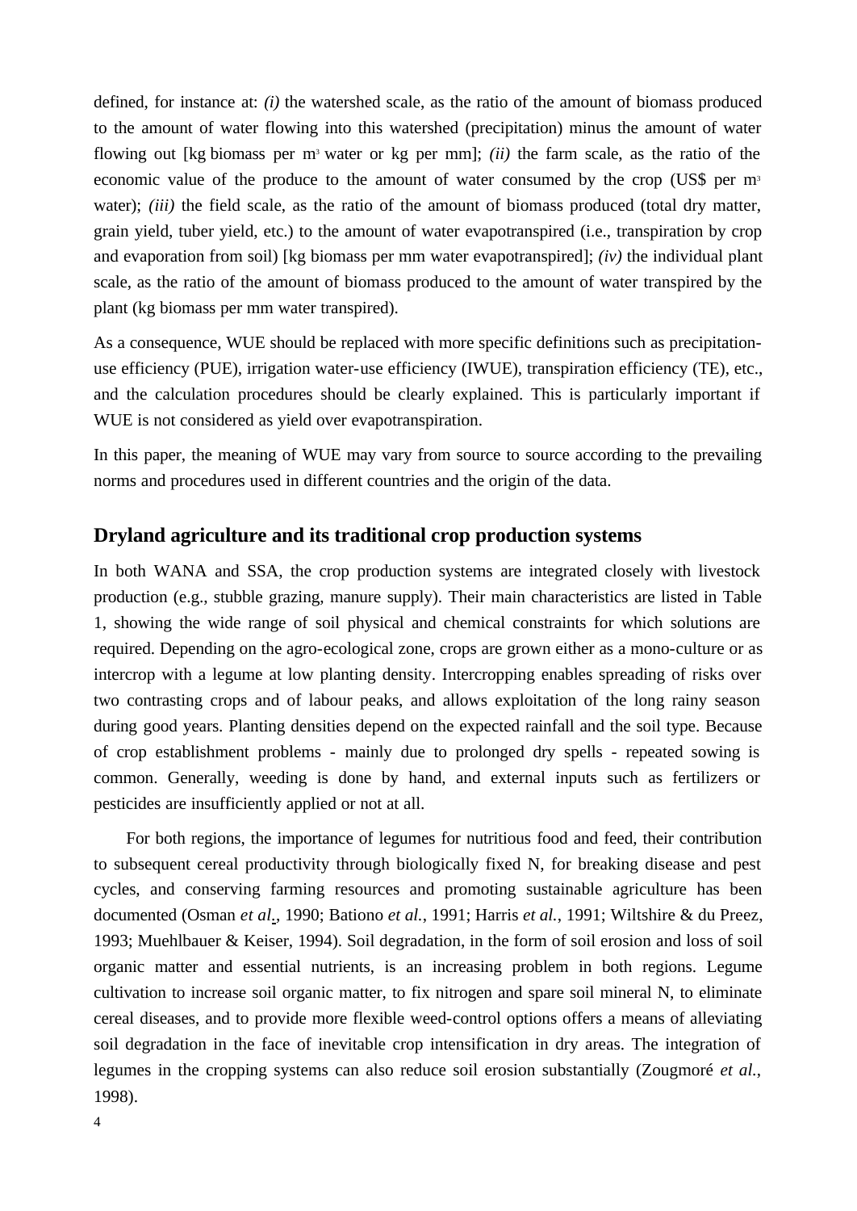defined, for instance at: *(i)* the watershed scale, as the ratio of the amount of biomass produced to the amount of water flowing into this watershed (precipitation) minus the amount of water flowing out [kg biomass per $m^3$ water or kg per mm]; *(ii)* the farm scale, as the ratio of the economic value of the produce to the amount of water consumed by the crop (US$ per $m^3$ water); *(iii)* the field scale, as the ratio of the amount of biomass produced (total dry matter, grain yield, tuber yield, etc.) to the amount of water evapotranspired (i.e., transpiration by crop and evaporation from soil) [kg biomass per mm water evapotranspired]; *(iv)* the individual plant scale, as the ratio of the amount of biomass produced to the amount of water transpired by the plant (kg biomass per mm water transpired).

As a consequence, WUE should be replaced with more specific definitions such as precipitation-use efficiency (PUE), irrigation water-use efficiency (IWUE), transpiration efficiency (TE), etc., and the calculation procedures should be clearly explained. This is particularly important if WUE is not considered as yield over evapotranspiration.

In this paper, the meaning of WUE may vary from source to source according to the prevailing norms and procedures used in different countries and the origin of the data.

## Dryland agriculture and its traditional crop production systems

In both WANA and SSA, the crop production systems are integrated closely with livestock production (e.g., stubble grazing, manure supply). Their main characteristics are listed in Table 1, showing the wide range of soil physical and chemical constraints for which solutions are required. Depending on the agro-ecological zone, crops are grown either as a mono-culture or as intercrop with a legume at low planting density. Intercropping enables spreading of risks over two contrasting crops and of labour peaks, and allows exploitation of the long rainy season during good years. Planting densities depend on the expected rainfall and the soil type. Because of crop establishment problems - mainly due to prolonged dry spells - repeated sowing is common. Generally, weeding is done by hand, and external inputs such as fertilizers or pesticides are insufficiently applied or not at all.

For both regions, the importance of legumes for nutritious food and feed, their contribution to subsequent cereal productivity through biologically fixed N, for breaking disease and pest cycles, and conserving farming resources and promoting sustainable agriculture has been documented (Osman *et al.*, 1990; Bationo *et al.*, 1991; Harris *et al.*, 1991; Wiltshire & du Preez, 1993; Muehlbauer & Keiser, 1994). Soil degradation, in the form of soil erosion and loss of soil organic matter and essential nutrients, is an increasing problem in both regions. Legume cultivation to increase soil organic matter, to fix nitrogen and spare soil mineral N, to eliminate cereal diseases, and to provide more flexible weed-control options offers a means of alleviating soil degradation in the face of inevitable crop intensification in dry areas. The integration of legumes in the cropping systems can also reduce soil erosion substantially (Zougmoré *et al.*, 1998).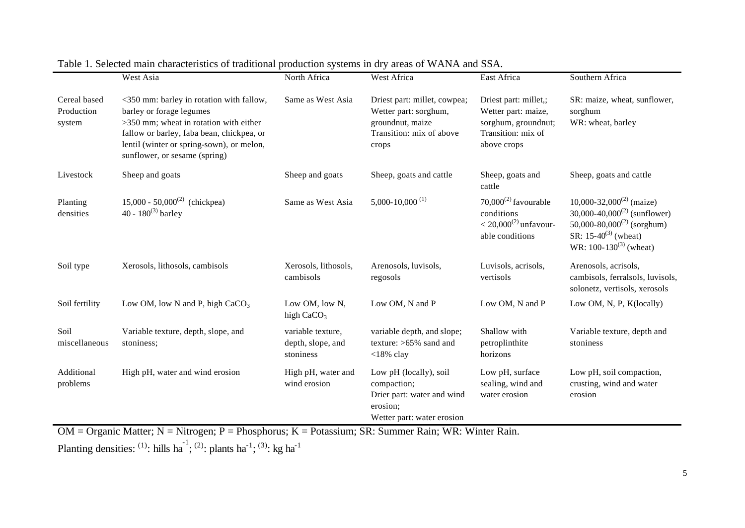Table 1. Selected main characteristics of traditional production systems in dry areas of WANA and SSA.

| | West Asia | North Africa | West Africa | East Africa | Southern Africa |
|---|---|---|---|---|---|
| Cereal based Production system | <350 mm: barley in rotation with fallow, barley or forage legumes >350 mm; wheat in rotation with either fallow or barley, faba bean, chickpea, or lentil (winter or spring-sown), or melon, sunflower, or sesame (spring) | Same as West Asia | Driest part: millet, cowpea; Wetter part: sorghum, groundnut, maize Transition: mix of above crops | Driest part: millet,; Wetter part: maize, sorghum, groundnut; Transition: mix of above crops | SR: maize, wheat, sunflower, sorghum WR: wheat, barley |
| Livestock | Sheep and goats | Sheep and goats | Sheep, goats and cattle | Sheep, goats and cattle | Sheep, goats and cattle |
| Planting densities | 15,000 - 50,000$^{(2)}$ (chickpea) 40 - 180$^{(3)}$ barley | Same as West Asia | 5,000-10,000$^{(1)}$ | 70,000$^{(2)}$ favourable conditions < 20,000$^{(2)}$ unfavour-able conditions | 10,000-32,000$^{(2)}$ (maize) 30,000-40,000$^{(2)}$ (sunflower) 50,000-80,000$^{(2)}$ (sorghum) SR: 15-40$^{(3)}$ (wheat) WR: 100-130$^{(3)}$ (wheat) |
| Soil type | Xerosols, lithosols, cambisols | Xerosols, lithosols, cambisols | Arenosols, luvisols, regosols | Luvisols, acrisols, vertisols | Arenosols, acrisols, cambisols, ferralsols, luvisols, solonetz, vertisols, xerosols |
| Soil fertility | Low OM, low N and P, high $CaCO_3$ | Low OM, low N, high $CaCO_3$ | Low OM, N and P | Low OM, N and P | Low OM, N, P, K(locally) |
| Soil miscellaneous | Variable texture, depth, slope, and stoniness; | variable texture, depth, slope, and stoniness | variable depth, and slope; texture: >65% sand and <18% clay | Shallow with petroplinthite horizons | Variable texture, depth and stoniness |
| Additional problems | High pH, water and wind erosion | High pH, water and wind erosion | Low pH (locally), soil compaction; Drier part: water and wind erosion; Wetter part: water erosion | Low pH, surface sealing, wind and water erosion | Low pH, soil compaction, crusting, wind and water erosion |

OM = Organic Matter; N = Nitrogen; P = Phosphorus; K = Potassium; SR: Summer Rain; WR: Winter Rain.

Planting densities: $^{(1)}$: hills ha$^{-1}$; $^{(2)}$: plants ha$^{-1}$; $^{(3)}$: kg ha$^{-1}$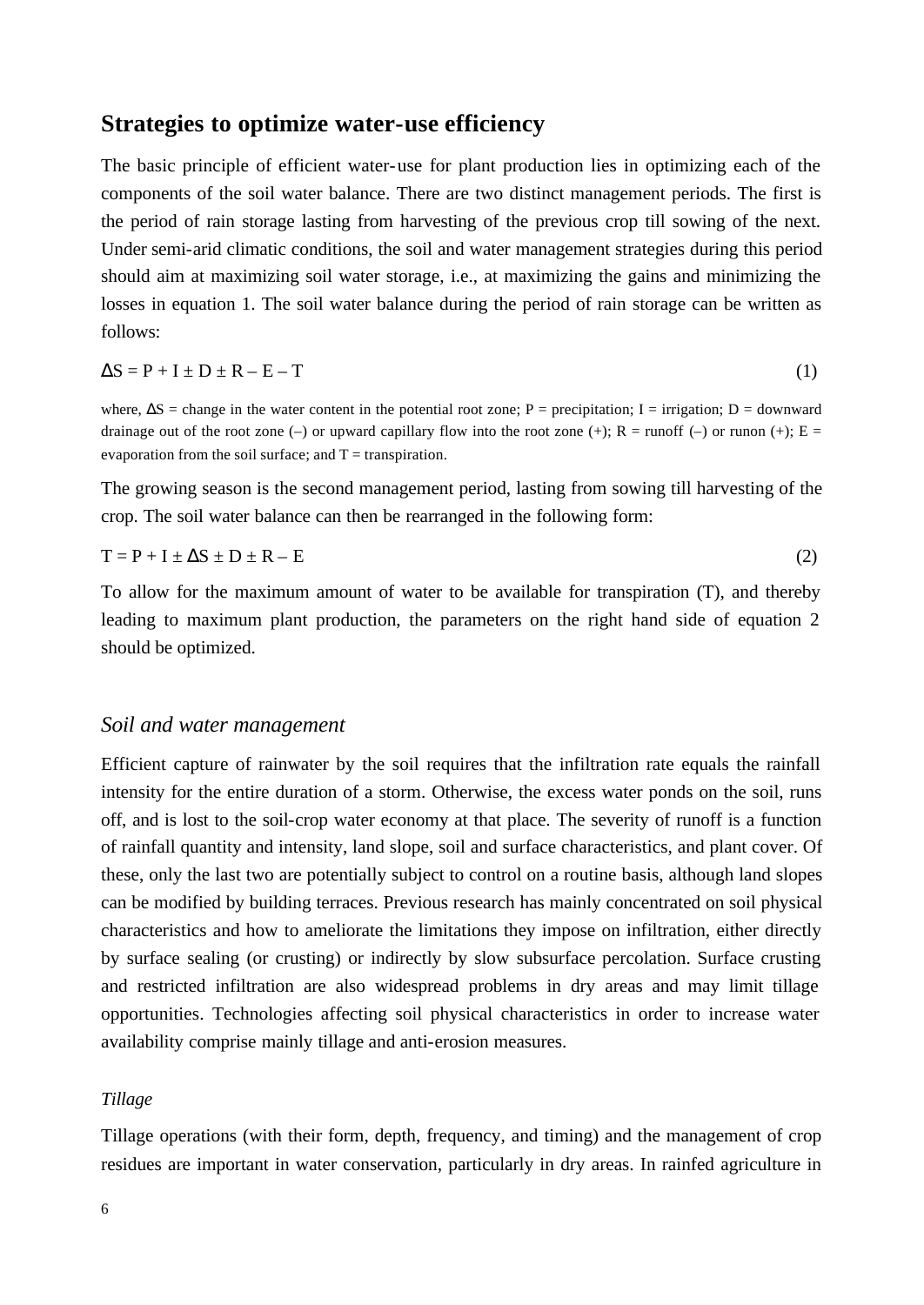## Strategies to optimize water-use efficiency

The basic principle of efficient water-use for plant production lies in optimizing each of the components of the soil water balance. There are two distinct management periods. The first is the period of rain storage lasting from harvesting of the previous crop till sowing of the next. Under semi-arid climatic conditions, the soil and water management strategies during this period should aim at maximizing soil water storage, i.e., at maximizing the gains and minimizing the losses in equation 1. The soil water balance during the period of rain storage can be written as follows:

$$\Delta S = P + I \pm D \pm R - E - T \qquad (1)$$

where, $\Delta S$ = change in the water content in the potential root zone; P = precipitation; I = irrigation; D = downward drainage out of the root zone (–) or upward capillary flow into the root zone (+); R = runoff (–) or runon (+); E = evaporation from the soil surface; and T = transpiration.

The growing season is the second management period, lasting from sowing till harvesting of the crop. The soil water balance can then be rearranged in the following form:

$$T = P + I \pm \Delta S \pm D \pm R - E \qquad (2)$$

To allow for the maximum amount of water to be available for transpiration (T), and thereby leading to maximum plant production, the parameters on the right hand side of equation 2 should be optimized.

### *Soil and water management*

Efficient capture of rainwater by the soil requires that the infiltration rate equals the rainfall intensity for the entire duration of a storm. Otherwise, the excess water ponds on the soil, runs off, and is lost to the soil-crop water economy at that place. The severity of runoff is a function of rainfall quantity and intensity, land slope, soil and surface characteristics, and plant cover. Of these, only the last two are potentially subject to control on a routine basis, although land slopes can be modified by building terraces. Previous research has mainly concentrated on soil physical characteristics and how to ameliorate the limitations they impose on infiltration, either directly by surface sealing (or crusting) or indirectly by slow subsurface percolation. Surface crusting and restricted infiltration are also widespread problems in dry areas and may limit tillage opportunities. Technologies affecting soil physical characteristics in order to increase water availability comprise mainly tillage and anti-erosion measures.

#### *Tillage*

Tillage operations (with their form, depth, frequency, and timing) and the management of crop residues are important in water conservation, particularly in dry areas. In rainfed agriculture in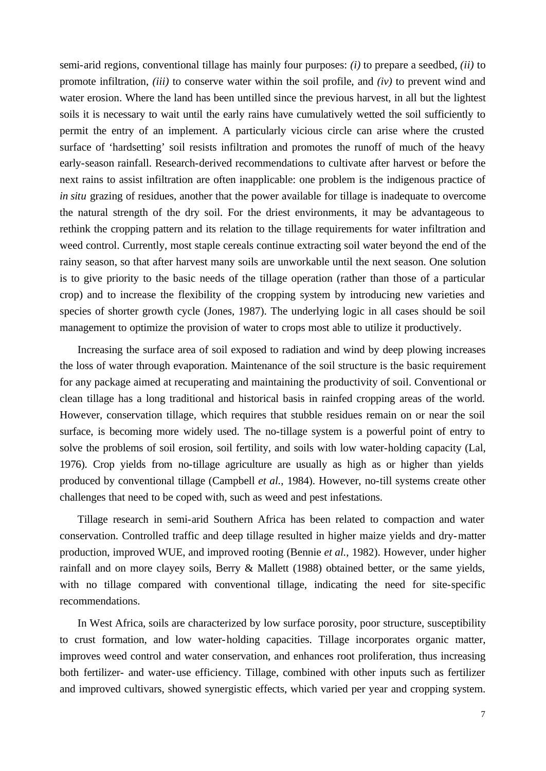semi-arid regions, conventional tillage has mainly four purposes: *(i)* to prepare a seedbed, *(ii)* to promote infiltration, *(iii)* to conserve water within the soil profile, and *(iv)* to prevent wind and water erosion. Where the land has been untilled since the previous harvest, in all but the lightest soils it is necessary to wait until the early rains have cumulatively wetted the soil sufficiently to permit the entry of an implement. A particularly vicious circle can arise where the crusted surface of 'hardsetting' soil resists infiltration and promotes the runoff of much of the heavy early-season rainfall. Research-derived recommendations to cultivate after harvest or before the next rains to assist infiltration are often inapplicable: one problem is the indigenous practice of *in situ* grazing of residues, another that the power available for tillage is inadequate to overcome the natural strength of the dry soil. For the driest environments, it may be advantageous to rethink the cropping pattern and its relation to the tillage requirements for water infiltration and weed control. Currently, most staple cereals continue extracting soil water beyond the end of the rainy season, so that after harvest many soils are unworkable until the next season. One solution is to give priority to the basic needs of the tillage operation (rather than those of a particular crop) and to increase the flexibility of the cropping system by introducing new varieties and species of shorter growth cycle (Jones, 1987). The underlying logic in all cases should be soil management to optimize the provision of water to crops most able to utilize it productively.

Increasing the surface area of soil exposed to radiation and wind by deep plowing increases the loss of water through evaporation. Maintenance of the soil structure is the basic requirement for any package aimed at recuperating and maintaining the productivity of soil. Conventional or clean tillage has a long traditional and historical basis in rainfed cropping areas of the world. However, conservation tillage, which requires that stubble residues remain on or near the soil surface, is becoming more widely used. The no-tillage system is a powerful point of entry to solve the problems of soil erosion, soil fertility, and soils with low water-holding capacity (Lal, 1976). Crop yields from no-tillage agriculture are usually as high as or higher than yields produced by conventional tillage (Campbell *et al.*, 1984). However, no-till systems create other challenges that need to be coped with, such as weed and pest infestations.

Tillage research in semi-arid Southern Africa has been related to compaction and water conservation. Controlled traffic and deep tillage resulted in higher maize yields and dry-matter production, improved WUE, and improved rooting (Bennie *et al.*, 1982). However, under higher rainfall and on more clayey soils, Berry & Mallett (1988) obtained better, or the same yields, with no tillage compared with conventional tillage, indicating the need for site-specific recommendations.

In West Africa, soils are characterized by low surface porosity, poor structure, susceptibility to crust formation, and low water-holding capacities. Tillage incorporates organic matter, improves weed control and water conservation, and enhances root proliferation, thus increasing both fertilizer- and water-use efficiency. Tillage, combined with other inputs such as fertilizer and improved cultivars, showed synergistic effects, which varied per year and cropping system.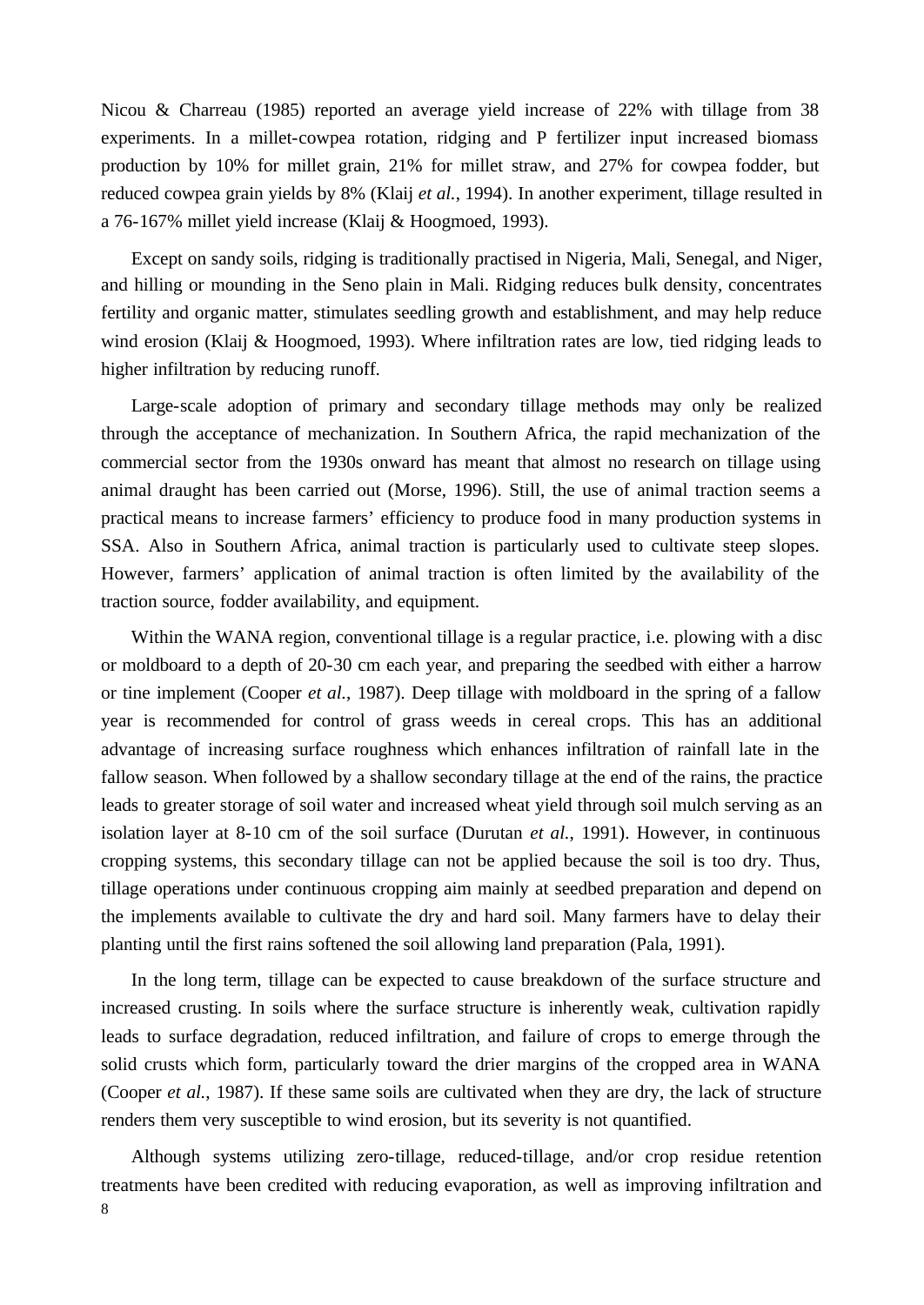Nicou & Charreau (1985) reported an average yield increase of 22% with tillage from 38 experiments. In a millet-cowpea rotation, ridging and P fertilizer input increased biomass production by 10% for millet grain, 21% for millet straw, and 27% for cowpea fodder, but reduced cowpea grain yields by 8% (Klaij *et al.*, 1994). In another experiment, tillage resulted in a 76-167% millet yield increase (Klaij & Hoogmoed, 1993).

Except on sandy soils, ridging is traditionally practised in Nigeria, Mali, Senegal, and Niger, and hilling or mounding in the Seno plain in Mali. Ridging reduces bulk density, concentrates fertility and organic matter, stimulates seedling growth and establishment, and may help reduce wind erosion (Klaij & Hoogmoed, 1993). Where infiltration rates are low, tied ridging leads to higher infiltration by reducing runoff.

Large-scale adoption of primary and secondary tillage methods may only be realized through the acceptance of mechanization. In Southern Africa, the rapid mechanization of the commercial sector from the 1930s onward has meant that almost no research on tillage using animal draught has been carried out (Morse, 1996). Still, the use of animal traction seems a practical means to increase farmers' efficiency to produce food in many production systems in SSA. Also in Southern Africa, animal traction is particularly used to cultivate steep slopes. However, farmers' application of animal traction is often limited by the availability of the traction source, fodder availability, and equipment.

Within the WANA region, conventional tillage is a regular practice, i.e. plowing with a disc or moldboard to a depth of 20-30 cm each year, and preparing the seedbed with either a harrow or tine implement (Cooper *et al.*, 1987). Deep tillage with moldboard in the spring of a fallow year is recommended for control of grass weeds in cereal crops. This has an additional advantage of increasing surface roughness which enhances infiltration of rainfall late in the fallow season. When followed by a shallow secondary tillage at the end of the rains, the practice leads to greater storage of soil water and increased wheat yield through soil mulch serving as an isolation layer at 8-10 cm of the soil surface (Durutan *et al.*, 1991). However, in continuous cropping systems, this secondary tillage can not be applied because the soil is too dry. Thus, tillage operations under continuous cropping aim mainly at seedbed preparation and depend on the implements available to cultivate the dry and hard soil. Many farmers have to delay their planting until the first rains softened the soil allowing land preparation (Pala, 1991).

In the long term, tillage can be expected to cause breakdown of the surface structure and increased crusting. In soils where the surface structure is inherently weak, cultivation rapidly leads to surface degradation, reduced infiltration, and failure of crops to emerge through the solid crusts which form, particularly toward the drier margins of the cropped area in WANA (Cooper *et al.*, 1987). If these same soils are cultivated when they are dry, the lack of structure renders them very susceptible to wind erosion, but its severity is not quantified.

Although systems utilizing zero-tillage, reduced-tillage, and/or crop residue retention treatments have been credited with reducing evaporation, as well as improving infiltration and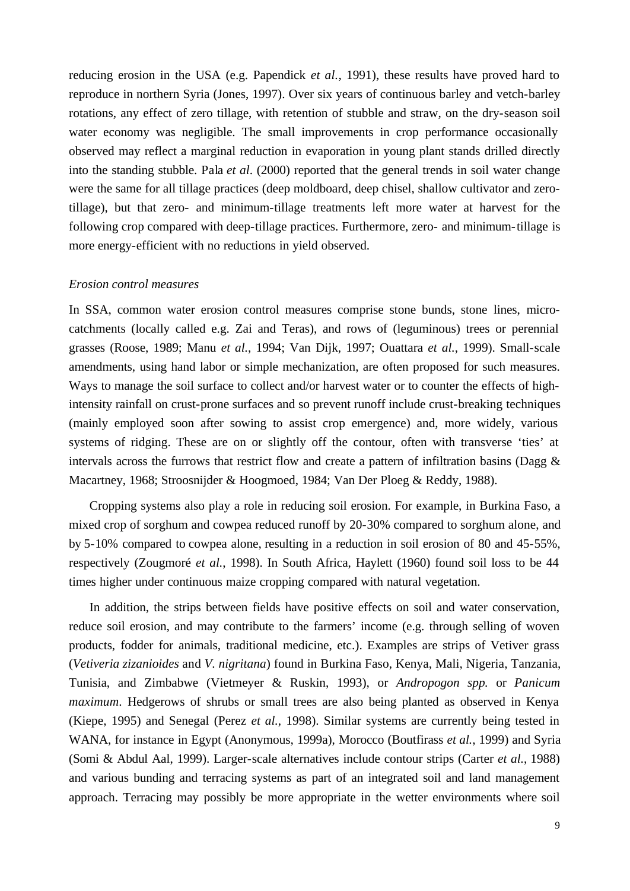reducing erosion in the USA (e.g. Papendick *et al.*, 1991), these results have proved hard to reproduce in northern Syria (Jones, 1997). Over six years of continuous barley and vetch-barley rotations, any effect of zero tillage, with retention of stubble and straw, on the dry-season soil water economy was negligible. The small improvements in crop performance occasionally observed may reflect a marginal reduction in evaporation in young plant stands drilled directly into the standing stubble. Pala *et al*. (2000) reported that the general trends in soil water change were the same for all tillage practices (deep moldboard, deep chisel, shallow cultivator and zero-tillage), but that zero- and minimum-tillage treatments left more water at harvest for the following crop compared with deep-tillage practices. Furthermore, zero- and minimum-tillage is more energy-efficient with no reductions in yield observed.

*Erosion control measures*

In SSA, common water erosion control measures comprise stone bunds, stone lines, micro-catchments (locally called e.g. Zai and Teras), and rows of (leguminous) trees or perennial grasses (Roose, 1989; Manu *et al.*, 1994; Van Dijk, 1997; Ouattara *et al.*, 1999). Small-scale amendments, using hand labor or simple mechanization, are often proposed for such measures. Ways to manage the soil surface to collect and/or harvest water or to counter the effects of high-intensity rainfall on crust-prone surfaces and so prevent runoff include crust-breaking techniques (mainly employed soon after sowing to assist crop emergence) and, more widely, various systems of ridging. These are on or slightly off the contour, often with transverse 'ties' at intervals across the furrows that restrict flow and create a pattern of infiltration basins (Dagg & Macartney, 1968; Stroosnijder & Hoogmoed, 1984; Van Der Ploeg & Reddy, 1988).

Cropping systems also play a role in reducing soil erosion. For example, in Burkina Faso, a mixed crop of sorghum and cowpea reduced runoff by 20-30% compared to sorghum alone, and by 5-10% compared to cowpea alone, resulting in a reduction in soil erosion of 80 and 45-55%, respectively (Zougmoré *et al.*, 1998). In South Africa, Haylett (1960) found soil loss to be 44 times higher under continuous maize cropping compared with natural vegetation.

In addition, the strips between fields have positive effects on soil and water conservation, reduce soil erosion, and may contribute to the farmers' income (e.g. through selling of woven products, fodder for animals, traditional medicine, etc.). Examples are strips of Vetiver grass (*Vetiveria zizanioides* and *V. nigritana*) found in Burkina Faso, Kenya, Mali, Nigeria, Tanzania, Tunisia, and Zimbabwe (Vietmeyer & Ruskin, 1993), or *Andropogon spp.* or *Panicum maximum*. Hedgerows of shrubs or small trees are also being planted as observed in Kenya (Kiepe, 1995) and Senegal (Perez *et al.*, 1998). Similar systems are currently being tested in WANA, for instance in Egypt (Anonymous, 1999a), Morocco (Boutfirass *et al.*, 1999) and Syria (Somi & Abdul Aal, 1999). Larger-scale alternatives include contour strips (Carter *et al.*, 1988) and various bunding and terracing systems as part of an integrated soil and land management approach. Terracing may possibly be more appropriate in the wetter environments where soil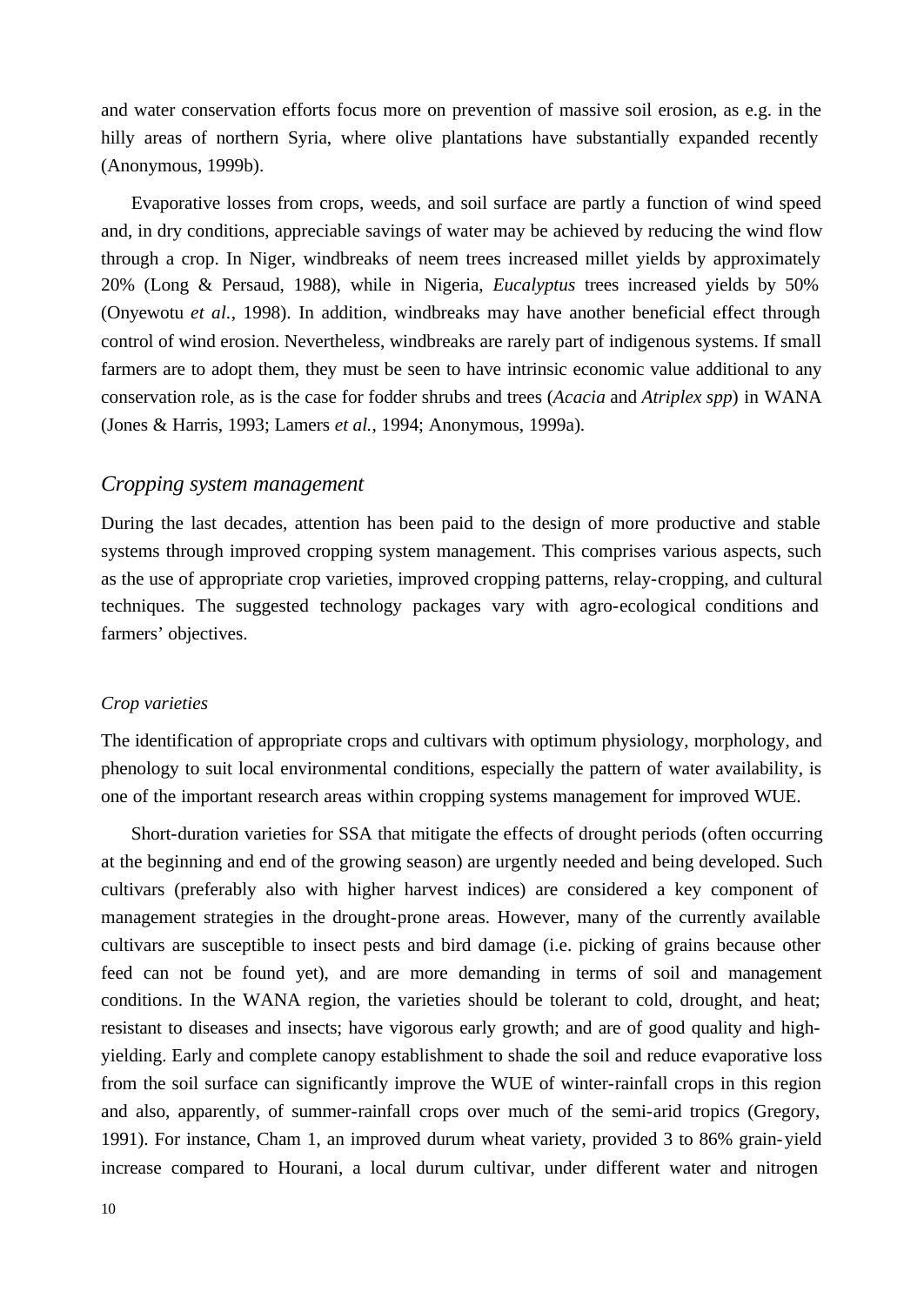and water conservation efforts focus more on prevention of massive soil erosion, as e.g. in the hilly areas of northern Syria, where olive plantations have substantially expanded recently (Anonymous, 1999b).

Evaporative losses from crops, weeds, and soil surface are partly a function of wind speed and, in dry conditions, appreciable savings of water may be achieved by reducing the wind flow through a crop. In Niger, windbreaks of neem trees increased millet yields by approximately 20% (Long & Persaud, 1988), while in Nigeria, *Eucalyptus* trees increased yields by 50% (Onyewotu *et al.*, 1998). In addition, windbreaks may have another beneficial effect through control of wind erosion. Nevertheless, windbreaks are rarely part of indigenous systems. If small farmers are to adopt them, they must be seen to have intrinsic economic value additional to any conservation role, as is the case for fodder shrubs and trees (*Acacia* and *Atriplex spp*) in WANA (Jones & Harris, 1993; Lamers *et al.*, 1994; Anonymous, 1999a).

## *Cropping system management*

During the last decades, attention has been paid to the design of more productive and stable systems through improved cropping system management. This comprises various aspects, such as the use of appropriate crop varieties, improved cropping patterns, relay-cropping, and cultural techniques. The suggested technology packages vary with agro-ecological conditions and farmers' objectives.

### *Crop varieties*

The identification of appropriate crops and cultivars with optimum physiology, morphology, and phenology to suit local environmental conditions, especially the pattern of water availability, is one of the important research areas within cropping systems management for improved WUE.

Short-duration varieties for SSA that mitigate the effects of drought periods (often occurring at the beginning and end of the growing season) are urgently needed and being developed. Such cultivars (preferably also with higher harvest indices) are considered a key component of management strategies in the drought-prone areas. However, many of the currently available cultivars are susceptible to insect pests and bird damage (i.e. picking of grains because other feed can not be found yet), and are more demanding in terms of soil and management conditions. In the WANA region, the varieties should be tolerant to cold, drought, and heat; resistant to diseases and insects; have vigorous early growth; and are of good quality and high-yielding. Early and complete canopy establishment to shade the soil and reduce evaporative loss from the soil surface can significantly improve the WUE of winter-rainfall crops in this region and also, apparently, of summer-rainfall crops over much of the semi-arid tropics (Gregory, 1991). For instance, Cham 1, an improved durum wheat variety, provided 3 to 86% grain-yield increase compared to Hourani, a local durum cultivar, under different water and nitrogen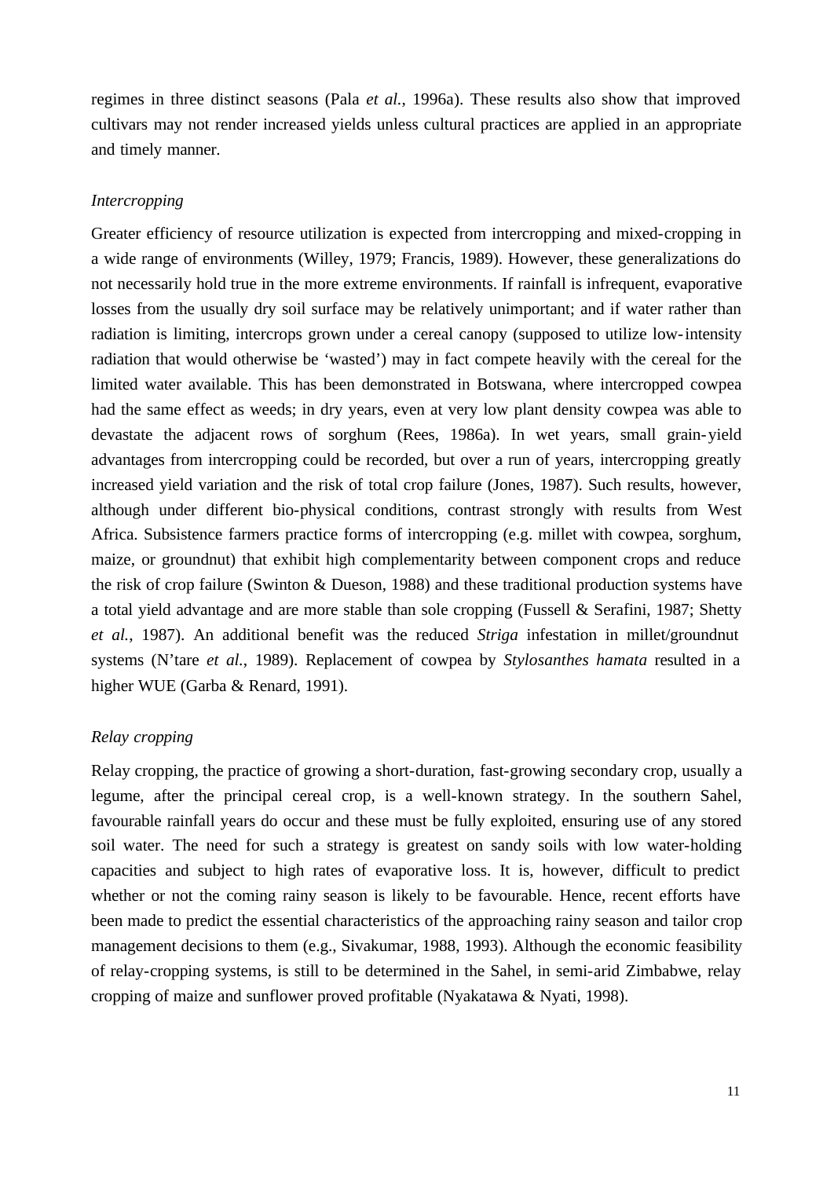regimes in three distinct seasons (Pala *et al.*, 1996a). These results also show that improved cultivars may not render increased yields unless cultural practices are applied in an appropriate and timely manner.

*Intercropping*

Greater efficiency of resource utilization is expected from intercropping and mixed-cropping in a wide range of environments (Willey, 1979; Francis, 1989). However, these generalizations do not necessarily hold true in the more extreme environments. If rainfall is infrequent, evaporative losses from the usually dry soil surface may be relatively unimportant; and if water rather than radiation is limiting, intercrops grown under a cereal canopy (supposed to utilize low-intensity radiation that would otherwise be 'wasted') may in fact compete heavily with the cereal for the limited water available. This has been demonstrated in Botswana, where intercropped cowpea had the same effect as weeds; in dry years, even at very low plant density cowpea was able to devastate the adjacent rows of sorghum (Rees, 1986a). In wet years, small grain-yield advantages from intercropping could be recorded, but over a run of years, intercropping greatly increased yield variation and the risk of total crop failure (Jones, 1987). Such results, however, although under different bio-physical conditions, contrast strongly with results from West Africa. Subsistence farmers practice forms of intercropping (e.g. millet with cowpea, sorghum, maize, or groundnut) that exhibit high complementarity between component crops and reduce the risk of crop failure (Swinton & Dueson, 1988) and these traditional production systems have a total yield advantage and are more stable than sole cropping (Fussell & Serafini, 1987; Shetty *et al.*, 1987). An additional benefit was the reduced *Striga* infestation in millet/groundnut systems (N'tare *et al.*, 1989). Replacement of cowpea by *Stylosanthes hamata* resulted in a higher WUE (Garba & Renard, 1991).

*Relay cropping*

Relay cropping, the practice of growing a short-duration, fast-growing secondary crop, usually a legume, after the principal cereal crop, is a well-known strategy. In the southern Sahel, favourable rainfall years do occur and these must be fully exploited, ensuring use of any stored soil water. The need for such a strategy is greatest on sandy soils with low water-holding capacities and subject to high rates of evaporative loss. It is, however, difficult to predict whether or not the coming rainy season is likely to be favourable. Hence, recent efforts have been made to predict the essential characteristics of the approaching rainy season and tailor crop management decisions to them (e.g., Sivakumar, 1988, 1993). Although the economic feasibility of relay-cropping systems, is still to be determined in the Sahel, in semi-arid Zimbabwe, relay cropping of maize and sunflower proved profitable (Nyakatawa & Nyati, 1998).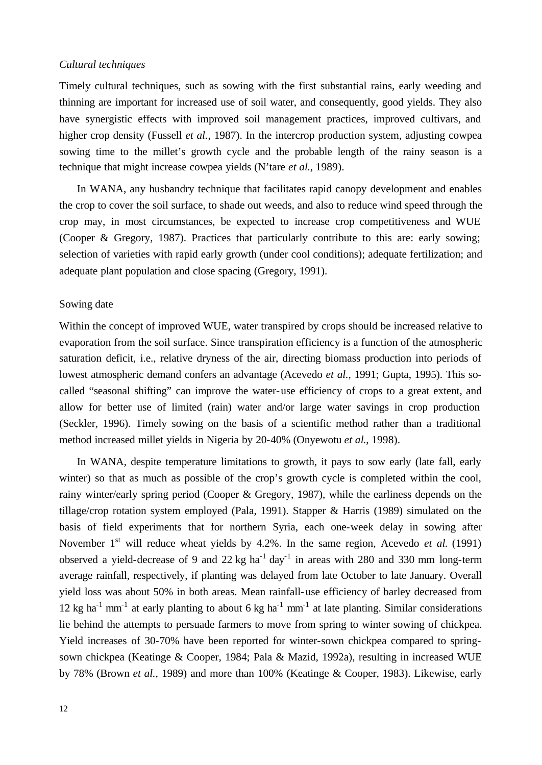*Cultural techniques*

Timely cultural techniques, such as sowing with the first substantial rains, early weeding and thinning are important for increased use of soil water, and consequently, good yields. They also have synergistic effects with improved soil management practices, improved cultivars, and higher crop density (Fussell *et al.*, 1987). In the intercrop production system, adjusting cowpea sowing time to the millet's growth cycle and the probable length of the rainy season is a technique that might increase cowpea yields (N'tare *et al.*, 1989).

In WANA, any husbandry technique that facilitates rapid canopy development and enables the crop to cover the soil surface, to shade out weeds, and also to reduce wind speed through the crop may, in most circumstances, be expected to increase crop competitiveness and WUE (Cooper & Gregory, 1987). Practices that particularly contribute to this are: early sowing; selection of varieties with rapid early growth (under cool conditions); adequate fertilization; and adequate plant population and close spacing (Gregory, 1991).

Sowing date

Within the concept of improved WUE, water transpired by crops should be increased relative to evaporation from the soil surface. Since transpiration efficiency is a function of the atmospheric saturation deficit, i.e., relative dryness of the air, directing biomass production into periods of lowest atmospheric demand confers an advantage (Acevedo *et al.*, 1991; Gupta, 1995). This so-called "seasonal shifting" can improve the water-use efficiency of crops to a great extent, and allow for better use of limited (rain) water and/or large water savings in crop production (Seckler, 1996). Timely sowing on the basis of a scientific method rather than a traditional method increased millet yields in Nigeria by 20-40% (Onyewotu *et al.*, 1998).

In WANA, despite temperature limitations to growth, it pays to sow early (late fall, early winter) so that as much as possible of the crop's growth cycle is completed within the cool, rainy winter/early spring period (Cooper & Gregory, 1987), while the earliness depends on the tillage/crop rotation system employed (Pala, 1991). Stapper & Harris (1989) simulated on the basis of field experiments that for northern Syria, each one-week delay in sowing after November 1st will reduce wheat yields by 4.2%. In the same region, Acevedo *et al.* (1991) observed a yield-decrease of 9 and 22 kg $ha^{-1}$ $day^{-1}$ in areas with 280 and 330 mm long-term average rainfall, respectively, if planting was delayed from late October to late January. Overall yield loss was about 50% in both areas. Mean rainfall-use efficiency of barley decreased from 12 kg $ha^{-1}$ $mm^{-1}$ at early planting to about 6 kg $ha^{-1}$ $mm^{-1}$ at late planting. Similar considerations lie behind the attempts to persuade farmers to move from spring to winter sowing of chickpea. Yield increases of 30-70% have been reported for winter-sown chickpea compared to spring-sown chickpea (Keatinge & Cooper, 1984; Pala & Mazid, 1992a), resulting in increased WUE by 78% (Brown *et al.*, 1989) and more than 100% (Keatinge & Cooper, 1983). Likewise, early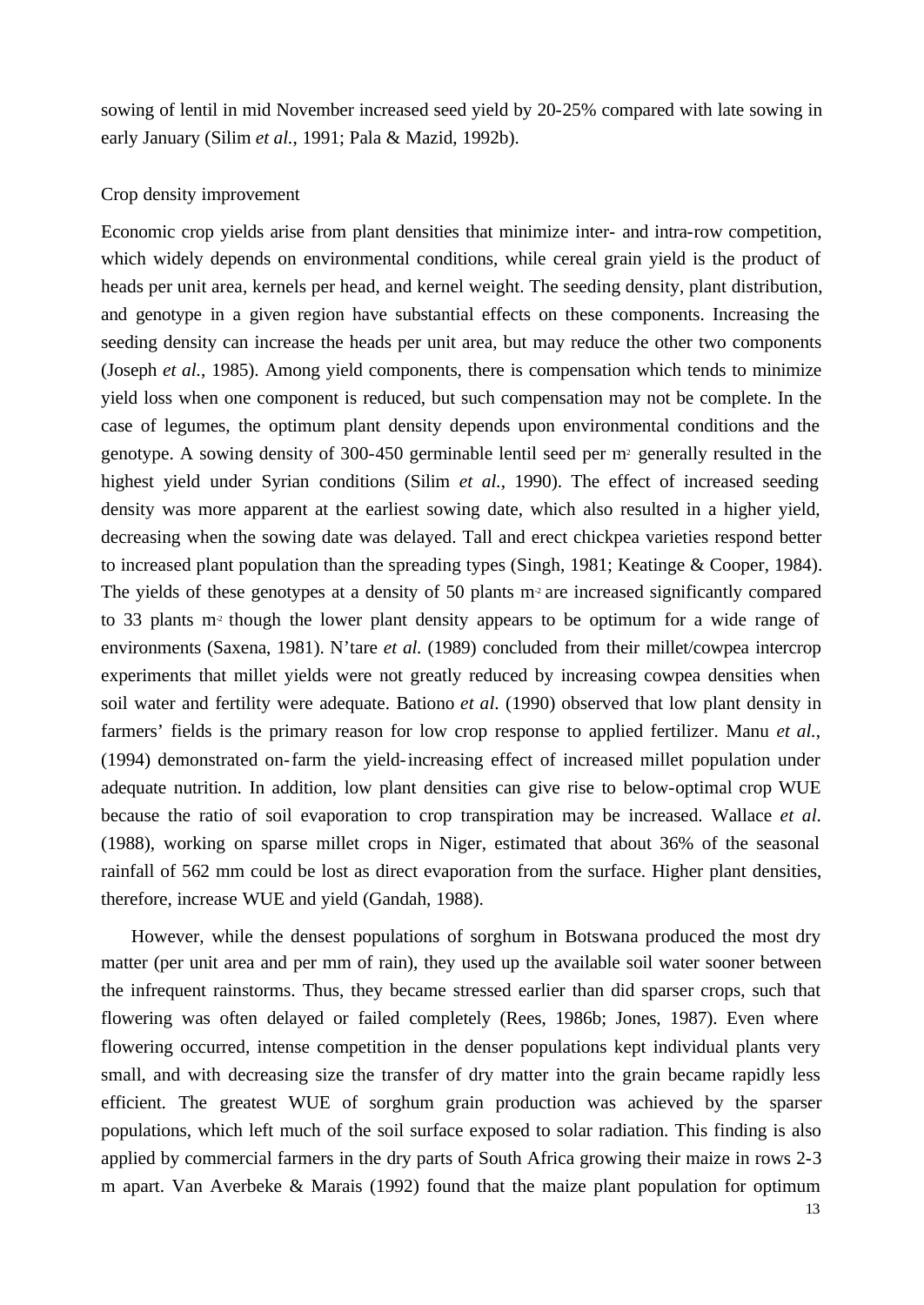sowing of lentil in mid November increased seed yield by 20-25% compared with late sowing in early January (Silim *et al.*, 1991; Pala & Mazid, 1992b).

### Crop density improvement

Economic crop yields arise from plant densities that minimize inter- and intra-row competition, which widely depends on environmental conditions, while cereal grain yield is the product of heads per unit area, kernels per head, and kernel weight. The seeding density, plant distribution, and genotype in a given region have substantial effects on these components. Increasing the seeding density can increase the heads per unit area, but may reduce the other two components (Joseph *et al.*, 1985). Among yield components, there is compensation which tends to minimize yield loss when one component is reduced, but such compensation may not be complete. In the case of legumes, the optimum plant density depends upon environmental conditions and the genotype. A sowing density of 300-450 germinable lentil seed per $m^2$ generally resulted in the highest yield under Syrian conditions (Silim *et al.*, 1990). The effect of increased seeding density was more apparent at the earliest sowing date, which also resulted in a higher yield, decreasing when the sowing date was delayed. Tall and erect chickpea varieties respond better to increased plant population than the spreading types (Singh, 1981; Keatinge & Cooper, 1984). The yields of these genotypes at a density of 50 plants $m^{-2}$ are increased significantly compared to 33 plants $m^{-2}$ though the lower plant density appears to be optimum for a wide range of environments (Saxena, 1981). N'tare *et al.* (1989) concluded from their millet/cowpea intercrop experiments that millet yields were not greatly reduced by increasing cowpea densities when soil water and fertility were adequate. Bationo *et al.* (1990) observed that low plant density in farmers' fields is the primary reason for low crop response to applied fertilizer. Manu *et al.*, (1994) demonstrated on-farm the yield-increasing effect of increased millet population under adequate nutrition. In addition, low plant densities can give rise to below-optimal crop WUE because the ratio of soil evaporation to crop transpiration may be increased. Wallace *et al.* (1988), working on sparse millet crops in Niger, estimated that about 36% of the seasonal rainfall of 562 mm could be lost as direct evaporation from the surface. Higher plant densities, therefore, increase WUE and yield (Gandah, 1988).

However, while the densest populations of sorghum in Botswana produced the most dry matter (per unit area and per mm of rain), they used up the available soil water sooner between the infrequent rainstorms. Thus, they became stressed earlier than did sparser crops, such that flowering was often delayed or failed completely (Rees, 1986b; Jones, 1987). Even where flowering occurred, intense competition in the denser populations kept individual plants very small, and with decreasing size the transfer of dry matter into the grain became rapidly less efficient. The greatest WUE of sorghum grain production was achieved by the sparser populations, which left much of the soil surface exposed to solar radiation. This finding is also applied by commercial farmers in the dry parts of South Africa growing their maize in rows 2-3 m apart. Van Averbeke & Marais (1992) found that the maize plant population for optimum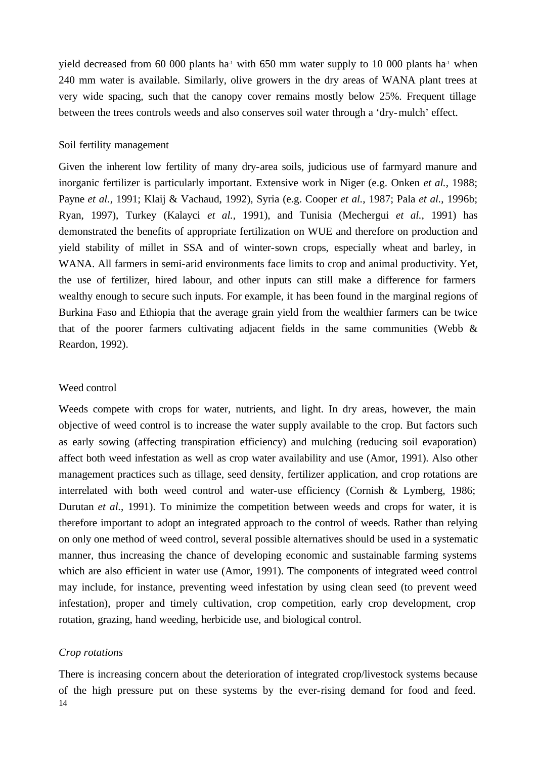yield decreased from 60 000 plants ha$^{-1}$ with 650 mm water supply to 10 000 plants ha$^{-1}$ when 240 mm water is available. Similarly, olive growers in the dry areas of WANA plant trees at very wide spacing, such that the canopy cover remains mostly below 25%. Frequent tillage between the trees controls weeds and also conserves soil water through a 'dry-mulch' effect.

### Soil fertility management

Given the inherent low fertility of many dry-area soils, judicious use of farmyard manure and inorganic fertilizer is particularly important. Extensive work in Niger (e.g. Onken *et al.*, 1988; Payne *et al.*, 1991; Klaij & Vachaud, 1992), Syria (e.g. Cooper *et al.*, 1987; Pala *et al.*, 1996b; Ryan, 1997), Turkey (Kalayci *et al.*, 1991), and Tunisia (Mechergui *et al.*, 1991) has demonstrated the benefits of appropriate fertilization on WUE and therefore on production and yield stability of millet in SSA and of winter-sown crops, especially wheat and barley, in WANA. All farmers in semi-arid environments face limits to crop and animal productivity. Yet, the use of fertilizer, hired labour, and other inputs can still make a difference for farmers wealthy enough to secure such inputs. For example, it has been found in the marginal regions of Burkina Faso and Ethiopia that the average grain yield from the wealthier farmers can be twice that of the poorer farmers cultivating adjacent fields in the same communities (Webb & Reardon, 1992).

### Weed control

Weeds compete with crops for water, nutrients, and light. In dry areas, however, the main objective of weed control is to increase the water supply available to the crop. But factors such as early sowing (affecting transpiration efficiency) and mulching (reducing soil evaporation) affect both weed infestation as well as crop water availability and use (Amor, 1991). Also other management practices such as tillage, seed density, fertilizer application, and crop rotations are interrelated with both weed control and water-use efficiency (Cornish & Lymberg, 1986; Durutan *et al.*, 1991). To minimize the competition between weeds and crops for water, it is therefore important to adopt an integrated approach to the control of weeds. Rather than relying on only one method of weed control, several possible alternatives should be used in a systematic manner, thus increasing the chance of developing economic and sustainable farming systems which are also efficient in water use (Amor, 1991). The components of integrated weed control may include, for instance, preventing weed infestation by using clean seed (to prevent weed infestation), proper and timely cultivation, crop competition, early crop development, crop rotation, grazing, hand weeding, herbicide use, and biological control.

#### *Crop rotations*

There is increasing concern about the deterioration of integrated crop/livestock systems because of the high pressure put on these systems by the ever-rising demand for food and feed.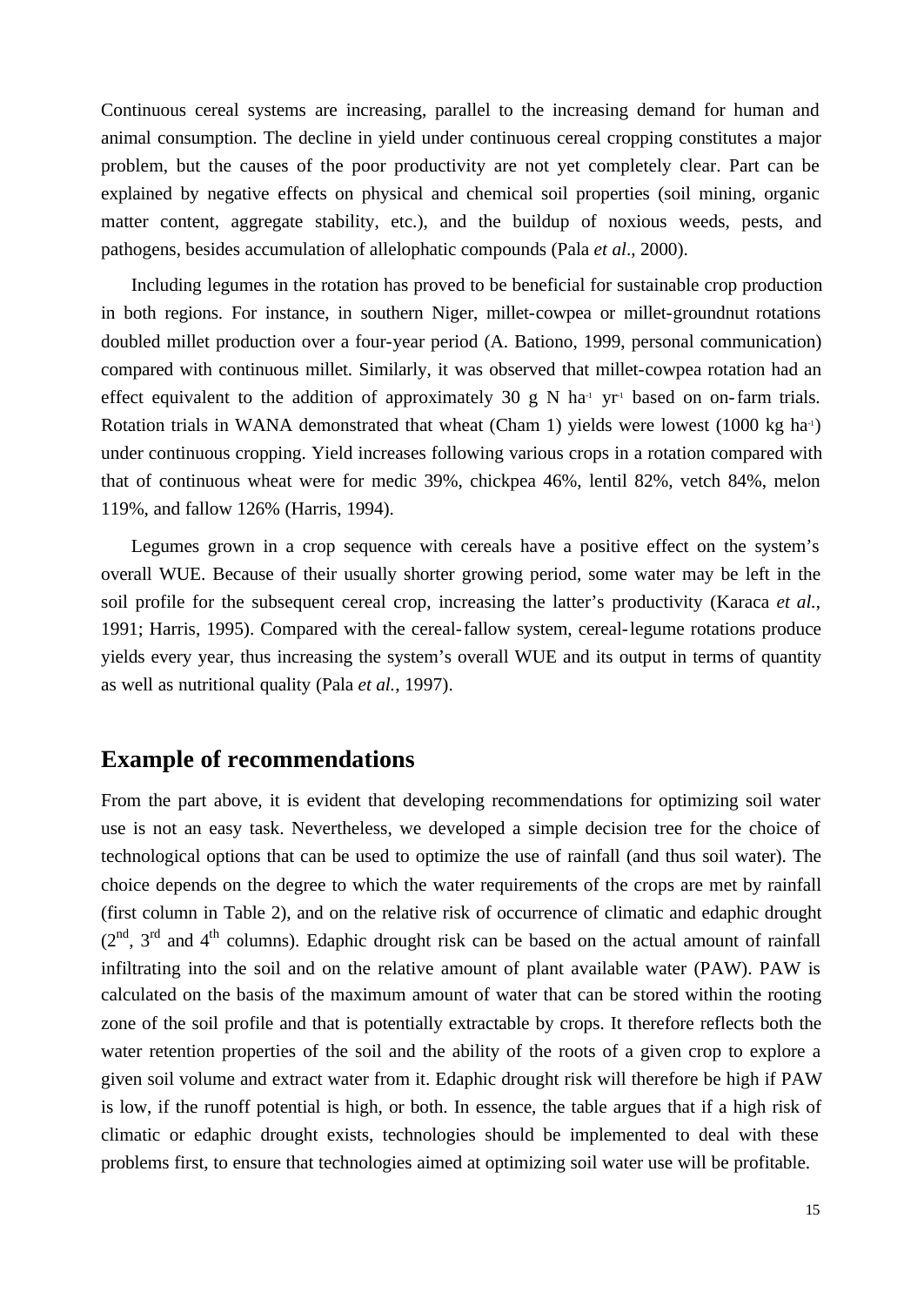Continuous cereal systems are increasing, parallel to the increasing demand for human and animal consumption. The decline in yield under continuous cereal cropping constitutes a major problem, but the causes of the poor productivity are not yet completely clear. Part can be explained by negative effects on physical and chemical soil properties (soil mining, organic matter content, aggregate stability, etc.), and the buildup of noxious weeds, pests, and pathogens, besides accumulation of allelophatic compounds (Pala *et al*., 2000).

Including legumes in the rotation has proved to be beneficial for sustainable crop production in both regions. For instance, in southern Niger, millet-cowpea or millet-groundnut rotations doubled millet production over a four-year period (A. Bationo, 1999, personal communication) compared with continuous millet. Similarly, it was observed that millet-cowpea rotation had an effect equivalent to the addition of approximately 30 g N $ha^{-1}$ $yr^{-1}$ based on on-farm trials. Rotation trials in WANA demonstrated that wheat (Cham 1) yields were lowest (1000 kg $ha^{-1}$) under continuous cropping. Yield increases following various crops in a rotation compared with that of continuous wheat were for medic 39%, chickpea 46%, lentil 82%, vetch 84%, melon 119%, and fallow 126% (Harris, 1994).

Legumes grown in a crop sequence with cereals have a positive effect on the system's overall WUE. Because of their usually shorter growing period, some water may be left in the soil profile for the subsequent cereal crop, increasing the latter's productivity (Karaca *et al.*, 1991; Harris, 1995). Compared with the cereal-fallow system, cereal-legume rotations produce yields every year, thus increasing the system's overall WUE and its output in terms of quantity as well as nutritional quality (Pala *et al.*, 1997).

## Example of recommendations

From the part above, it is evident that developing recommendations for optimizing soil water use is not an easy task. Nevertheless, we developed a simple decision tree for the choice of technological options that can be used to optimize the use of rainfall (and thus soil water). The choice depends on the degree to which the water requirements of the crops are met by rainfall (first column in Table 2), and on the relative risk of occurrence of climatic and edaphic drought ($2^{nd}$, $3^{rd}$ and $4^{th}$ columns). Edaphic drought risk can be based on the actual amount of rainfall infiltrating into the soil and on the relative amount of plant available water (PAW). PAW is calculated on the basis of the maximum amount of water that can be stored within the rooting zone of the soil profile and that is potentially extractable by crops. It therefore reflects both the water retention properties of the soil and the ability of the roots of a given crop to explore a given soil volume and extract water from it. Edaphic drought risk will therefore be high if PAW is low, if the runoff potential is high, or both. In essence, the table argues that if a high risk of climatic or edaphic drought exists, technologies should be implemented to deal with these problems first, to ensure that technologies aimed at optimizing soil water use will be profitable.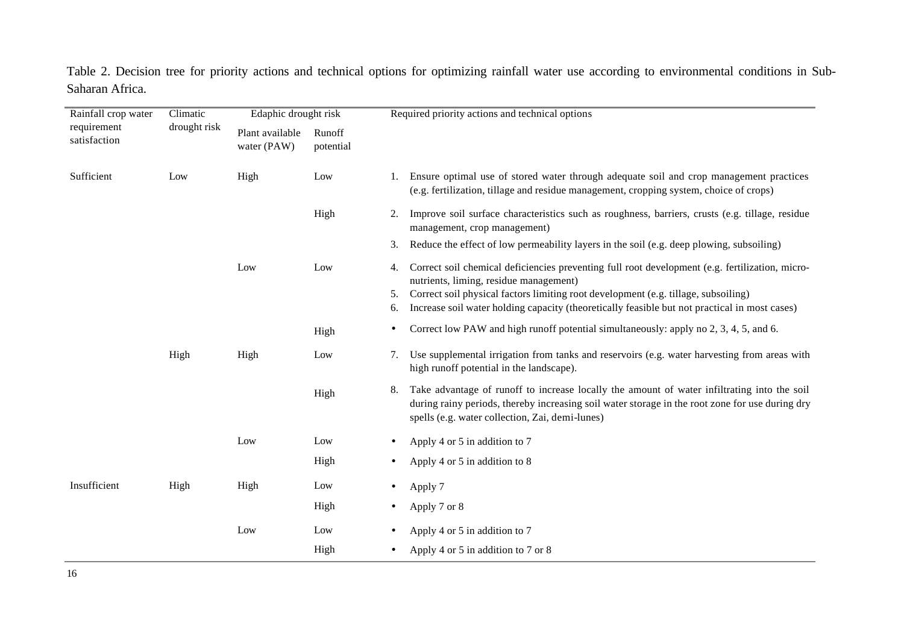Table 2. Decision tree for priority actions and technical options for optimizing rainfall water use according to environmental conditions in Sub-Saharan Africa.

| Rainfall crop water requirement satisfaction | Climatic drought risk | Edaphic drought risk | | Required priority actions and technical options |
|---|---|---|---|---|
| | | Plant available water (PAW) | Runoff potential | |
| Sufficient | Low | High | Low | 1. Ensure optimal use of stored water through adequate soil and crop management practices (e.g. fertilization, tillage and residue management, cropping system, choice of crops) |
| | | | High | 2. Improve soil surface characteristics such as roughness, barriers, crusts (e.g. tillage, residue management, crop management)<br>3. Reduce the effect of low permeability layers in the soil (e.g. deep plowing, subsoiling) |
| | | Low | Low | 4. Correct soil chemical deficiencies preventing full root development (e.g. fertilization, micro-nutrients, liming, residue management)<br>5. Correct soil physical factors limiting root development (e.g. tillage, subsoiling)<br>6. Increase soil water holding capacity (theoretically feasible but not practical in most cases) |
| | | | High | • Correct low PAW and high runoff potential simultaneously: apply no 2, 3, 4, 5, and 6. |
| | High | High | Low | 7. Use supplemental irrigation from tanks and reservoirs (e.g. water harvesting from areas with high runoff potential in the landscape). |
| | | | High | 8. Take advantage of runoff to increase locally the amount of water infiltrating into the soil during rainy periods, thereby increasing soil water storage in the root zone for use during dry spells (e.g. water collection, Zai, demi-lunes) |
| | | Low | Low | • Apply 4 or 5 in addition to 7 |
| | | | High | • Apply 4 or 5 in addition to 8 |
| Insufficient | High | High | Low | • Apply 7 |
| | | | High | • Apply 7 or 8 |
| | | Low | Low | • Apply 4 or 5 in addition to 7 |
| | | | High | • Apply 4 or 5 in addition to 7 or 8 |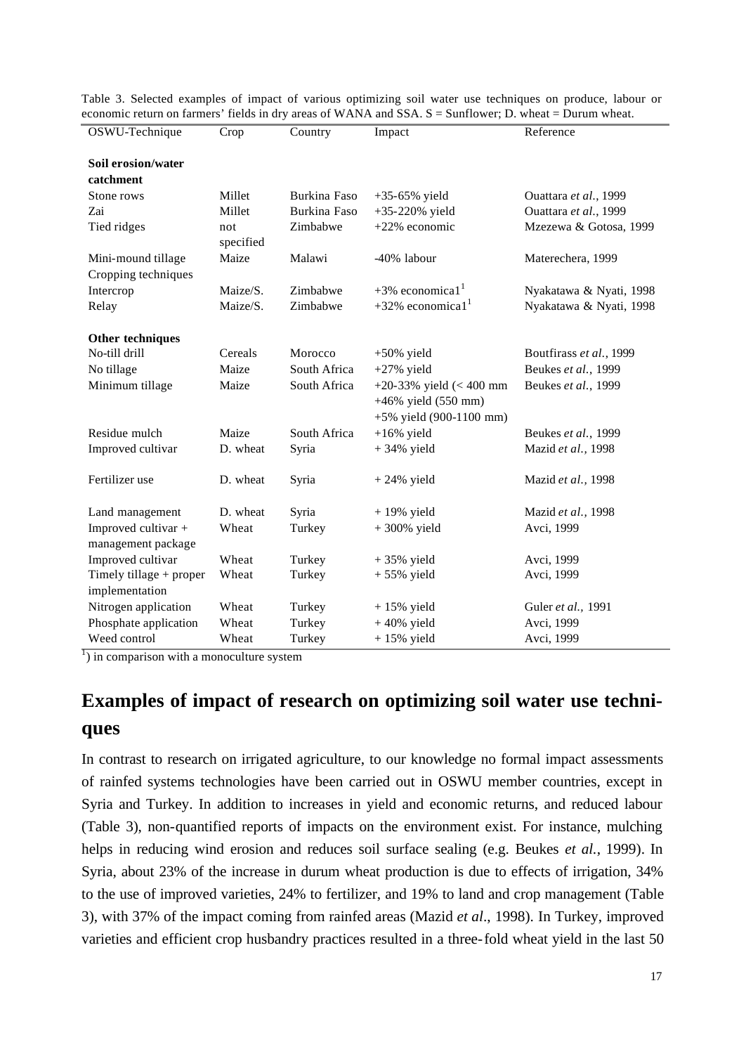Table 3. Selected examples of impact of various optimizing soil water use techniques on produce, labour or economic return on farmers' fields in dry areas of WANA and SSA. S = Sunflower; D. wheat = Durum wheat.

| OSWU-Technique | Crop | Country | Impact | Reference |
|---|---|---|---|---|
| **Soil erosion/water catchment** | | | | |
| Stone rows | Millet | Burkina Faso | +35-65% yield | Ouattara *et al.*, 1999 |
| Zai | Millet | Burkina Faso | +35-220% yield | Ouattara *et al.*, 1999 |
| Tied ridges | not specified | Zimbabwe | +22% economic | Mzezewa & Gotosa, 1999 |
| Mini-mound tillage | Maize | Malawi | -40% labour | Materechera, 1999 |
| Cropping techniques | | | | |
| Intercrop | Maize/S. | Zimbabwe | +3% economical[1] | Nyakatawa & Nyati, 1998 |
| Relay | Maize/S. | Zimbabwe | +32% economical[1] | Nyakatawa & Nyati, 1998 |
| **Other techniques** | | | | |
| No-till drill | Cereals | Morocco | +50% yield | Boutfirass *et al.*, 1999 |
| No tillage | Maize | South Africa | +27% yield | Beukes *et al.*, 1999 |
| Minimum tillage | Maize | South Africa | +20-33% yield (< 400 mm<br>+46% yield (550 mm)<br>+5% yield (900-1100 mm) | Beukes *et al.*, 1999 |
| Residue mulch | Maize | South Africa | +16% yield | Beukes *et al.*, 1999 |
| Improved cultivar | D. wheat | Syria | + 34% yield | Mazid *et al.*, 1998 |
| Fertilizer use | D. wheat | Syria | + 24% yield | Mazid *et al.*, 1998 |
| Land management | D. wheat | Syria | + 19% yield | Mazid *et al.*, 1998 |
| Improved cultivar + management package | Wheat | Turkey | + 300% yield | Avci, 1999 |
| Improved cultivar | Wheat | Turkey | + 35% yield | Avci, 1999 |
| Timely tillage + proper implementation | Wheat | Turkey | + 55% yield | Avci, 1999 |
| Nitrogen application | Wheat | Turkey | + 15% yield | Guler *et al.*, 1991 |
| Phosphate application | Wheat | Turkey | + 40% yield | Avci, 1999 |
| Weed control | Wheat | Turkey | + 15% yield | Avci, 1999 |

[1]) in comparison with a monoculture system

## Examples of impact of research on optimizing soil water use techniques

In contrast to research on irrigated agriculture, to our knowledge no formal impact assessments of rainfed systems technologies have been carried out in OSWU member countries, except in Syria and Turkey. In addition to increases in yield and economic returns, and reduced labour (Table 3), non-quantified reports of impacts on the environment exist. For instance, mulching helps in reducing wind erosion and reduces soil surface sealing (e.g. Beukes *et al.*, 1999). In Syria, about 23% of the increase in durum wheat production is due to effects of irrigation, 34% to the use of improved varieties, 24% to fertilizer, and 19% to land and crop management (Table 3), with 37% of the impact coming from rainfed areas (Mazid *et al*., 1998). In Turkey, improved varieties and efficient crop husbandry practices resulted in a three-fold wheat yield in the last 50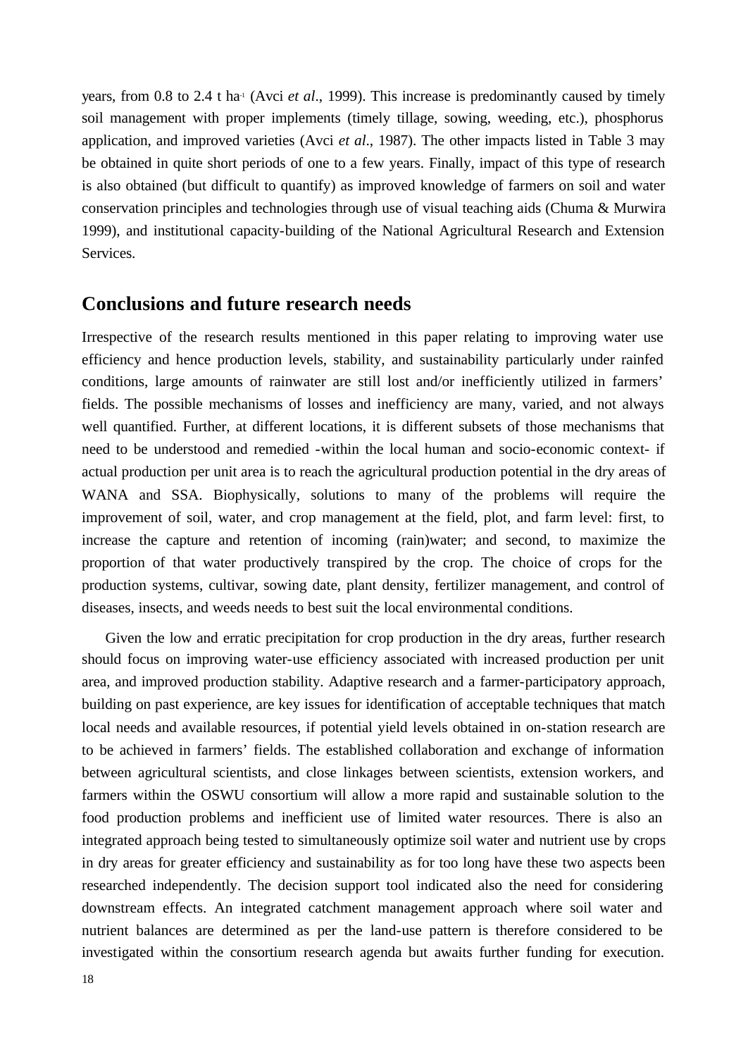years, from 0.8 to 2.4 t ha$^{-1}$ (Avci *et al*., 1999). This increase is predominantly caused by timely soil management with proper implements (timely tillage, sowing, weeding, etc.), phosphorus application, and improved varieties (Avci *et al*., 1987). The other impacts listed in Table 3 may be obtained in quite short periods of one to a few years. Finally, impact of this type of research is also obtained (but difficult to quantify) as improved knowledge of farmers on soil and water conservation principles and technologies through use of visual teaching aids (Chuma & Murwira 1999), and institutional capacity-building of the National Agricultural Research and Extension Services.

## Conclusions and future research needs

Irrespective of the research results mentioned in this paper relating to improving water use efficiency and hence production levels, stability, and sustainability particularly under rainfed conditions, large amounts of rainwater are still lost and/or inefficiently utilized in farmers' fields. The possible mechanisms of losses and inefficiency are many, varied, and not always well quantified. Further, at different locations, it is different subsets of those mechanisms that need to be understood and remedied -within the local human and socio-economic context- if actual production per unit area is to reach the agricultural production potential in the dry areas of WANA and SSA. Biophysically, solutions to many of the problems will require the improvement of soil, water, and crop management at the field, plot, and farm level: first, to increase the capture and retention of incoming (rain)water; and second, to maximize the proportion of that water productively transpired by the crop. The choice of crops for the production systems, cultivar, sowing date, plant density, fertilizer management, and control of diseases, insects, and weeds needs to best suit the local environmental conditions.

Given the low and erratic precipitation for crop production in the dry areas, further research should focus on improving water-use efficiency associated with increased production per unit area, and improved production stability. Adaptive research and a farmer-participatory approach, building on past experience, are key issues for identification of acceptable techniques that match local needs and available resources, if potential yield levels obtained in on-station research are to be achieved in farmers' fields. The established collaboration and exchange of information between agricultural scientists, and close linkages between scientists, extension workers, and farmers within the OSWU consortium will allow a more rapid and sustainable solution to the food production problems and inefficient use of limited water resources. There is also an integrated approach being tested to simultaneously optimize soil water and nutrient use by crops in dry areas for greater efficiency and sustainability as for too long have these two aspects been researched independently. The decision support tool indicated also the need for considering downstream effects. An integrated catchment management approach where soil water and nutrient balances are determined as per the land-use pattern is therefore considered to be investigated within the consortium research agenda but awaits further funding for execution.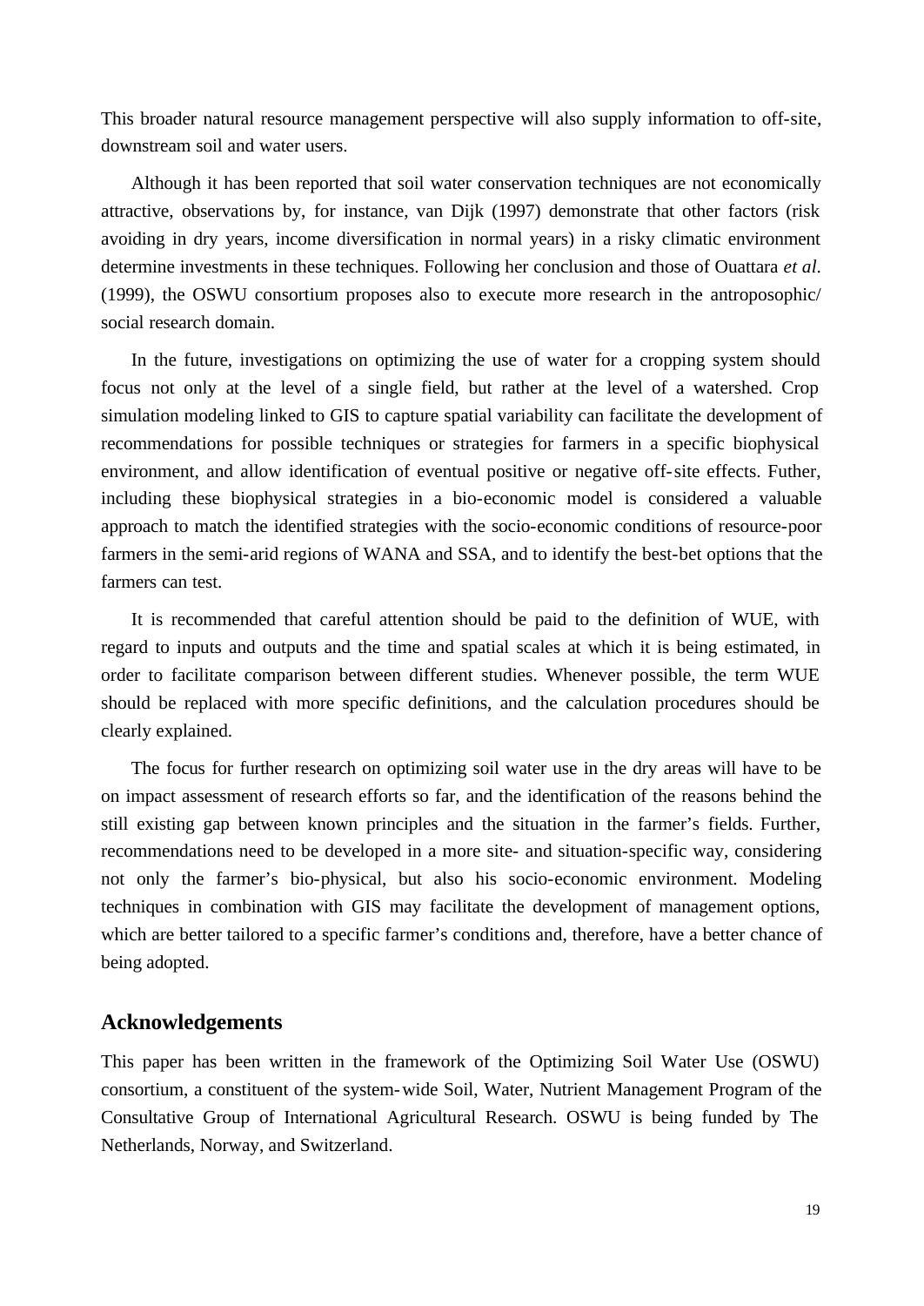This broader natural resource management perspective will also supply information to off-site, downstream soil and water users.

Although it has been reported that soil water conservation techniques are not economically attractive, observations by, for instance, van Dijk (1997) demonstrate that other factors (risk avoiding in dry years, income diversification in normal years) in a risky climatic environment determine investments in these techniques. Following her conclusion and those of Ouattara *et al.* (1999), the OSWU consortium proposes also to execute more research in the antroposophic/ social research domain.

In the future, investigations on optimizing the use of water for a cropping system should focus not only at the level of a single field, but rather at the level of a watershed. Crop simulation modeling linked to GIS to capture spatial variability can facilitate the development of recommendations for possible techniques or strategies for farmers in a specific biophysical environment, and allow identification of eventual positive or negative off-site effects. Futher, including these biophysical strategies in a bio-economic model is considered a valuable approach to match the identified strategies with the socio-economic conditions of resource-poor farmers in the semi-arid regions of WANA and SSA, and to identify the best-bet options that the farmers can test.

It is recommended that careful attention should be paid to the definition of WUE, with regard to inputs and outputs and the time and spatial scales at which it is being estimated, in order to facilitate comparison between different studies. Whenever possible, the term WUE should be replaced with more specific definitions, and the calculation procedures should be clearly explained.

The focus for further research on optimizing soil water use in the dry areas will have to be on impact assessment of research efforts so far, and the identification of the reasons behind the still existing gap between known principles and the situation in the farmer's fields. Further, recommendations need to be developed in a more site- and situation-specific way, considering not only the farmer's bio-physical, but also his socio-economic environment. Modeling techniques in combination with GIS may facilitate the development of management options, which are better tailored to a specific farmer's conditions and, therefore, have a better chance of being adopted.

## Acknowledgements

This paper has been written in the framework of the Optimizing Soil Water Use (OSWU) consortium, a constituent of the system-wide Soil, Water, Nutrient Management Program of the Consultative Group of International Agricultural Research. OSWU is being funded by The Netherlands, Norway, and Switzerland.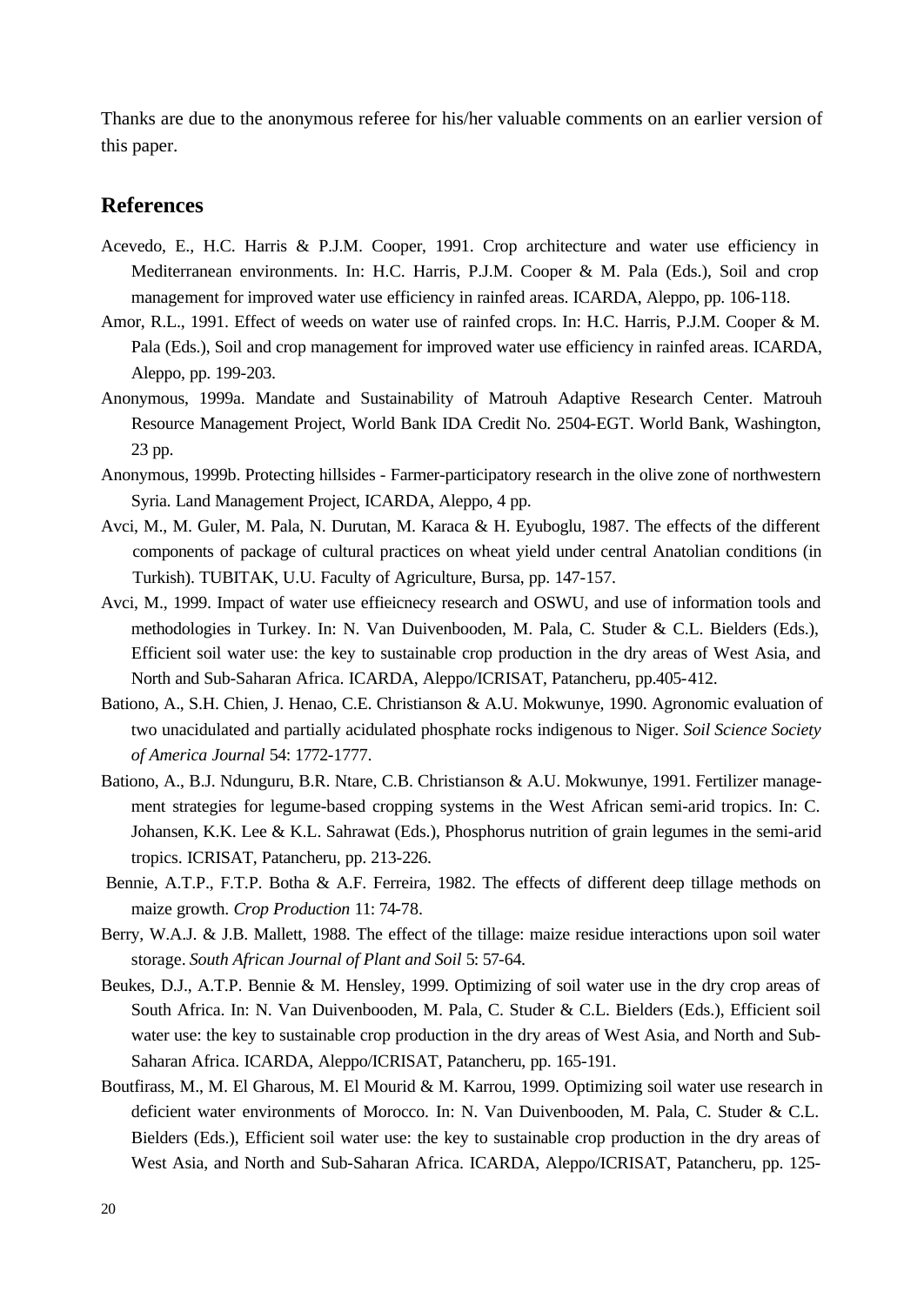Thanks are due to the anonymous referee for his/her valuable comments on an earlier version of this paper.

## References

Acevedo, E., H.C. Harris & P.J.M. Cooper, 1991. Crop architecture and water use efficiency in Mediterranean environments. In: H.C. Harris, P.J.M. Cooper & M. Pala (Eds.), Soil and crop management for improved water use efficiency in rainfed areas. ICARDA, Aleppo, pp. 106-118.

Amor, R.L., 1991. Effect of weeds on water use of rainfed crops. In: H.C. Harris, P.J.M. Cooper & M. Pala (Eds.), Soil and crop management for improved water use efficiency in rainfed areas. ICARDA, Aleppo, pp. 199-203.

Anonymous, 1999a. Mandate and Sustainability of Matrouh Adaptive Research Center. Matrouh Resource Management Project, World Bank IDA Credit No. 2504-EGT. World Bank, Washington, 23 pp.

Anonymous, 1999b. Protecting hillsides - Farmer-participatory research in the olive zone of northwestern Syria. Land Management Project, ICARDA, Aleppo, 4 pp.

Avci, M., M. Guler, M. Pala, N. Durutan, M. Karaca & H. Eyuboglu, 1987. The effects of the different components of package of cultural practices on wheat yield under central Anatolian conditions (in Turkish). TUBITAK, U.U. Faculty of Agriculture, Bursa, pp. 147-157.

Avci, M., 1999. Impact of water use effieicnecy research and OSWU, and use of information tools and methodologies in Turkey. In: N. Van Duivenbooden, M. Pala, C. Studer & C.L. Bielders (Eds.), Efficient soil water use: the key to sustainable crop production in the dry areas of West Asia, and North and Sub-Saharan Africa. ICARDA, Aleppo/ICRISAT, Patancheru, pp.405-412.

Bationo, A., S.H. Chien, J. Henao, C.E. Christianson & A.U. Mokwunye, 1990. Agronomic evaluation of two unacidulated and partially acidulated phosphate rocks indigenous to Niger. *Soil Science Society of America Journal* 54: 1772-1777.

Bationo, A., B.J. Ndunguru, B.R. Ntare, C.B. Christianson & A.U. Mokwunye, 1991. Fertilizer management strategies for legume-based cropping systems in the West African semi-arid tropics. In: C. Johansen, K.K. Lee & K.L. Sahrawat (Eds.), Phosphorus nutrition of grain legumes in the semi-arid tropics. ICRISAT, Patancheru, pp. 213-226.

Bennie, A.T.P., F.T.P. Botha & A.F. Ferreira, 1982. The effects of different deep tillage methods on maize growth. *Crop Production* 11: 74-78.

Berry, W.A.J. & J.B. Mallett, 1988. The effect of the tillage: maize residue interactions upon soil water storage. *South African Journal of Plant and Soil* 5: 57-64.

Beukes, D.J., A.T.P. Bennie & M. Hensley, 1999. Optimizing of soil water use in the dry crop areas of South Africa. In: N. Van Duivenbooden, M. Pala, C. Studer & C.L. Bielders (Eds.), Efficient soil water use: the key to sustainable crop production in the dry areas of West Asia, and North and Sub-Saharan Africa. ICARDA, Aleppo/ICRISAT, Patancheru, pp. 165-191.

Boutfirass, M., M. El Gharous, M. El Mourid & M. Karrou, 1999. Optimizing soil water use research in deficient water environments of Morocco. In: N. Van Duivenbooden, M. Pala, C. Studer & C.L. Bielders (Eds.), Efficient soil water use: the key to sustainable crop production in the dry areas of West Asia, and North and Sub-Saharan Africa. ICARDA, Aleppo/ICRISAT, Patancheru, pp. 125-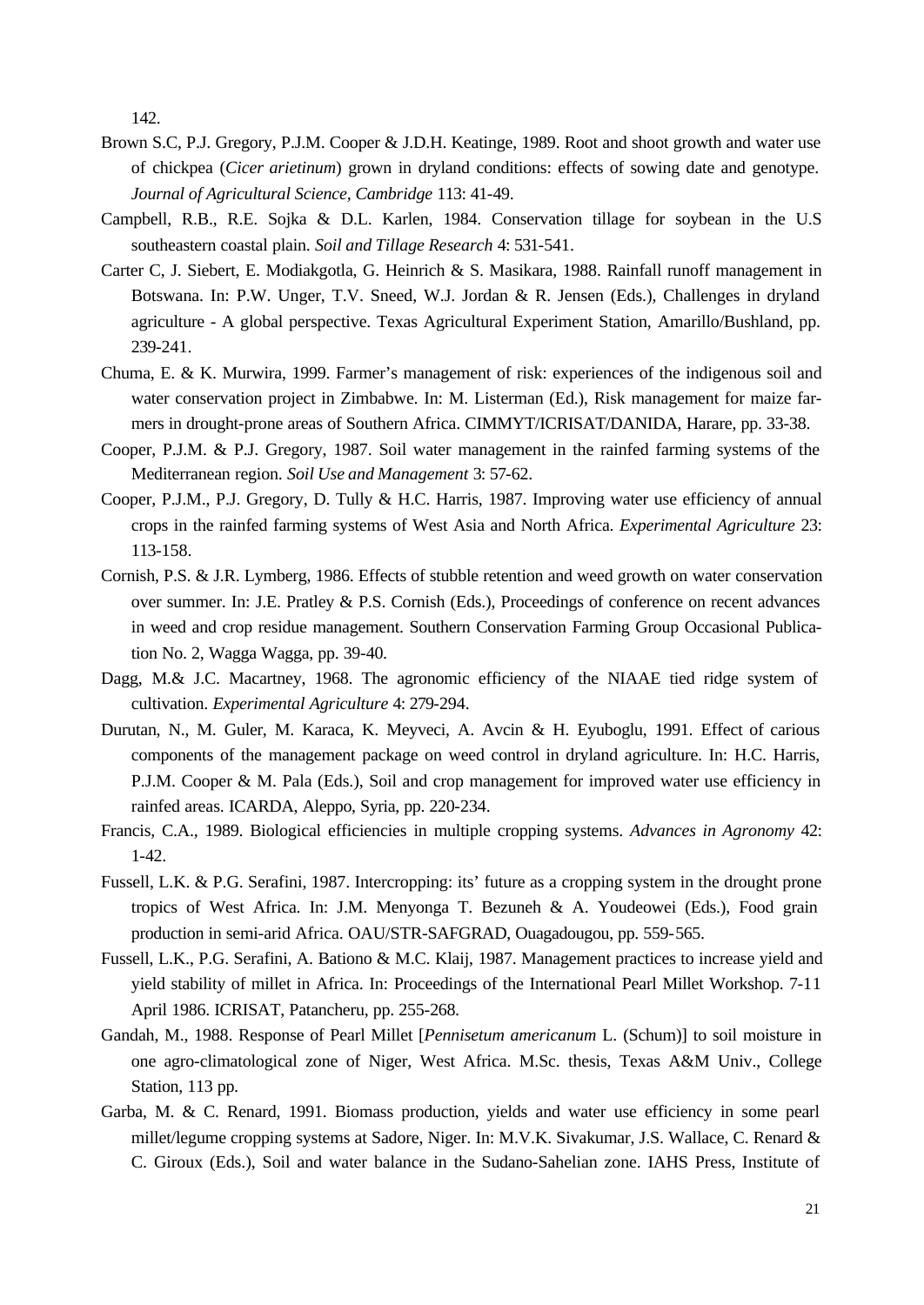142.

Brown S.C, P.J. Gregory, P.J.M. Cooper & J.D.H. Keatinge, 1989. Root and shoot growth and water use of chickpea (*Cicer arietinum*) grown in dryland conditions: effects of sowing date and genotype. *Journal of Agricultural Science, Cambridge* 113: 41-49.

Campbell, R.B., R.E. Sojka & D.L. Karlen, 1984. Conservation tillage for soybean in the U.S southeastern coastal plain. *Soil and Tillage Research* 4: 531-541.

Carter C, J. Siebert, E. Modiakgotla, G. Heinrich & S. Masikara, 1988. Rainfall runoff management in Botswana. In: P.W. Unger, T.V. Sneed, W.J. Jordan & R. Jensen (Eds.), Challenges in dryland agriculture - A global perspective. Texas Agricultural Experiment Station, Amarillo/Bushland, pp. 239-241.

Chuma, E. & K. Murwira, 1999. Farmer's management of risk: experiences of the indigenous soil and water conservation project in Zimbabwe. In: M. Listerman (Ed.), Risk management for maize farmers in drought-prone areas of Southern Africa. CIMMYT/ICRISAT/DANIDA, Harare, pp. 33-38.

Cooper, P.J.M. & P.J. Gregory, 1987. Soil water management in the rainfed farming systems of the Mediterranean region. *Soil Use and Management* 3: 57-62.

Cooper, P.J.M., P.J. Gregory, D. Tully & H.C. Harris, 1987. Improving water use efficiency of annual crops in the rainfed farming systems of West Asia and North Africa. *Experimental Agriculture* 23: 113-158.

Cornish, P.S. & J.R. Lymberg, 1986. Effects of stubble retention and weed growth on water conservation over summer. In: J.E. Pratley & P.S. Cornish (Eds.), Proceedings of conference on recent advances in weed and crop residue management. Southern Conservation Farming Group Occasional Publication No. 2, Wagga Wagga, pp. 39-40.

Dagg, M.& J.C. Macartney, 1968. The agronomic efficiency of the NIAAE tied ridge system of cultivation. *Experimental Agriculture* 4: 279-294.

Durutan, N., M. Guler, M. Karaca, K. Meyveci, A. Avcin & H. Eyuboglu, 1991. Effect of carious components of the management package on weed control in dryland agriculture. In: H.C. Harris, P.J.M. Cooper & M. Pala (Eds.), Soil and crop management for improved water use efficiency in rainfed areas. ICARDA, Aleppo, Syria, pp. 220-234.

Francis, C.A., 1989. Biological efficiencies in multiple cropping systems. *Advances in Agronomy* 42: 1-42.

Fussell, L.K. & P.G. Serafini, 1987. Intercropping: its' future as a cropping system in the drought prone tropics of West Africa. In: J.M. Menyonga T. Bezuneh & A. Youdeowei (Eds.), Food grain production in semi-arid Africa. OAU/STR-SAFGRAD, Ouagadougou, pp. 559-565.

Fussell, L.K., P.G. Serafini, A. Bationo & M.C. Klaij, 1987. Management practices to increase yield and yield stability of millet in Africa. In: Proceedings of the International Pearl Millet Workshop. 7-11 April 1986. ICRISAT, Patancheru, pp. 255-268.

Gandah, M., 1988. Response of Pearl Millet [*Pennisetum americanum* L. (Schum)] to soil moisture in one agro-climatological zone of Niger, West Africa. M.Sc. thesis, Texas A&M Univ., College Station, 113 pp.

Garba, M. & C. Renard, 1991. Biomass production, yields and water use efficiency in some pearl millet/legume cropping systems at Sadore, Niger. In: M.V.K. Sivakumar, J.S. Wallace, C. Renard & C. Giroux (Eds.), Soil and water balance in the Sudano-Sahelian zone. IAHS Press, Institute of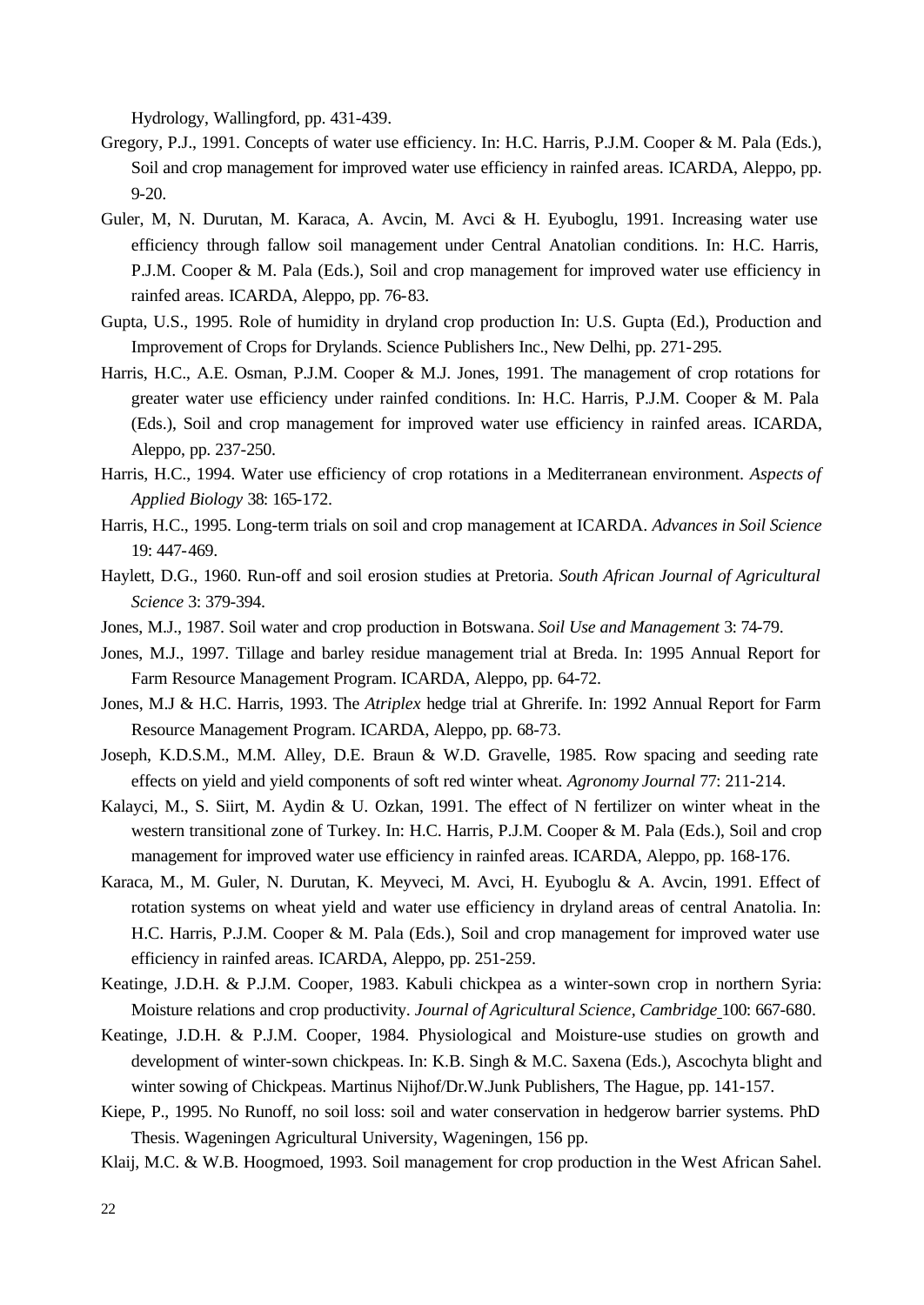Hydrology, Wallingford, pp. 431-439.

Gregory, P.J., 1991. Concepts of water use efficiency. In: H.C. Harris, P.J.M. Cooper & M. Pala (Eds.), Soil and crop management for improved water use efficiency in rainfed areas. ICARDA, Aleppo, pp. 9-20.

Guler, M, N. Durutan, M. Karaca, A. Avcin, M. Avci & H. Eyuboglu, 1991. Increasing water use efficiency through fallow soil management under Central Anatolian conditions. In: H.C. Harris, P.J.M. Cooper & M. Pala (Eds.), Soil and crop management for improved water use efficiency in rainfed areas. ICARDA, Aleppo, pp. 76-83.

Gupta, U.S., 1995. Role of humidity in dryland crop production In: U.S. Gupta (Ed.), Production and Improvement of Crops for Drylands. Science Publishers Inc., New Delhi, pp. 271-295.

Harris, H.C., A.E. Osman, P.J.M. Cooper & M.J. Jones, 1991. The management of crop rotations for greater water use efficiency under rainfed conditions. In: H.C. Harris, P.J.M. Cooper & M. Pala (Eds.), Soil and crop management for improved water use efficiency in rainfed areas. ICARDA, Aleppo, pp. 237-250.

Harris, H.C., 1994. Water use efficiency of crop rotations in a Mediterranean environment. *Aspects of Applied Biology* 38: 165-172.

Harris, H.C., 1995. Long-term trials on soil and crop management at ICARDA. *Advances in Soil Science* 19: 447-469.

Haylett, D.G., 1960. Run-off and soil erosion studies at Pretoria. *South African Journal of Agricultural Science* 3: 379-394.

Jones, M.J., 1987. Soil water and crop production in Botswana. *Soil Use and Management* 3: 74-79.

Jones, M.J., 1997. Tillage and barley residue management trial at Breda. In: 1995 Annual Report for Farm Resource Management Program. ICARDA, Aleppo, pp. 64-72.

Jones, M.J & H.C. Harris, 1993. The *Atriplex* hedge trial at Ghrerife. In: 1992 Annual Report for Farm Resource Management Program. ICARDA, Aleppo, pp. 68-73.

Joseph, K.D.S.M., M.M. Alley, D.E. Braun & W.D. Gravelle, 1985. Row spacing and seeding rate effects on yield and yield components of soft red winter wheat. *Agronomy Journal* 77: 211-214.

Kalayci, M., S. Siirt, M. Aydin & U. Ozkan, 1991. The effect of N fertilizer on winter wheat in the western transitional zone of Turkey. In: H.C. Harris, P.J.M. Cooper & M. Pala (Eds.), Soil and crop management for improved water use efficiency in rainfed areas. ICARDA, Aleppo, pp. 168-176.

Karaca, M., M. Guler, N. Durutan, K. Meyveci, M. Avci, H. Eyuboglu & A. Avcin, 1991. Effect of rotation systems on wheat yield and water use efficiency in dryland areas of central Anatolia. In: H.C. Harris, P.J.M. Cooper & M. Pala (Eds.), Soil and crop management for improved water use efficiency in rainfed areas. ICARDA, Aleppo, pp. 251-259.

Keatinge, J.D.H. & P.J.M. Cooper, 1983. Kabuli chickpea as a winter-sown crop in northern Syria: Moisture relations and crop productivity. *Journal of Agricultural Science, Cambridge* 100: 667-680.

Keatinge, J.D.H. & P.J.M. Cooper, 1984. Physiological and Moisture-use studies on growth and development of winter-sown chickpeas. In: K.B. Singh & M.C. Saxena (Eds.), Ascochyta blight and winter sowing of Chickpeas. Martinus Nijhof/Dr.W.Junk Publishers, The Hague, pp. 141-157.

Kiepe, P., 1995. No Runoff, no soil loss: soil and water conservation in hedgerow barrier systems. PhD Thesis. Wageningen Agricultural University, Wageningen, 156 pp.

Klaij, M.C. & W.B. Hoogmoed, 1993. Soil management for crop production in the West African Sahel.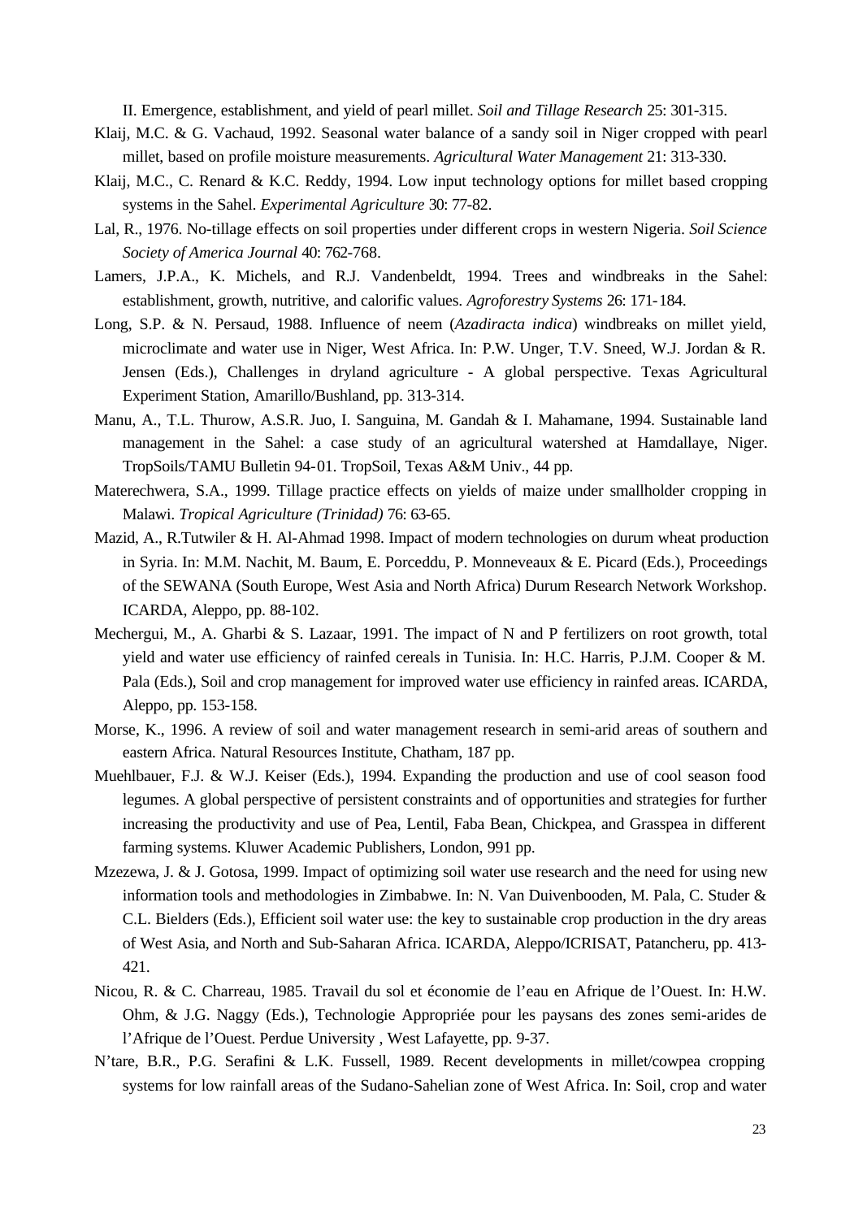II. Emergence, establishment, and yield of pearl millet. *Soil and Tillage Research* 25: 301-315.

Klaij, M.C. & G. Vachaud, 1992. Seasonal water balance of a sandy soil in Niger cropped with pearl millet, based on profile moisture measurements. *Agricultural Water Management* 21: 313-330.

Klaij, M.C., C. Renard & K.C. Reddy, 1994. Low input technology options for millet based cropping systems in the Sahel. *Experimental Agriculture* 30: 77-82.

Lal, R., 1976. No-tillage effects on soil properties under different crops in western Nigeria. *Soil Science Society of America Journal* 40: 762-768.

Lamers, J.P.A., K. Michels, and R.J. Vandenbeldt, 1994. Trees and windbreaks in the Sahel: establishment, growth, nutritive, and calorific values. *Agroforestry Systems* 26: 171-184.

Long, S.P. & N. Persaud, 1988. Influence of neem (*Azadiracta indica*) windbreaks on millet yield, microclimate and water use in Niger, West Africa. In: P.W. Unger, T.V. Sneed, W.J. Jordan & R. Jensen (Eds.), Challenges in dryland agriculture - A global perspective. Texas Agricultural Experiment Station, Amarillo/Bushland, pp. 313-314.

Manu, A., T.L. Thurow, A.S.R. Juo, I. Sanguina, M. Gandah & I. Mahamane, 1994. Sustainable land management in the Sahel: a case study of an agricultural watershed at Hamdallaye, Niger. TropSoils/TAMU Bulletin 94-01. TropSoil, Texas A&M Univ., 44 pp.

Materechwera, S.A., 1999. Tillage practice effects on yields of maize under smallholder cropping in Malawi. *Tropical Agriculture (Trinidad)* 76: 63-65.

Mazid, A., R.Tutwiler & H. Al-Ahmad 1998. Impact of modern technologies on durum wheat production in Syria. In: M.M. Nachit, M. Baum, E. Porceddu, P. Monneveaux & E. Picard (Eds.), Proceedings of the SEWANA (South Europe, West Asia and North Africa) Durum Research Network Workshop. ICARDA, Aleppo, pp. 88-102.

Mechergui, M., A. Gharbi & S. Lazaar, 1991. The impact of N and P fertilizers on root growth, total yield and water use efficiency of rainfed cereals in Tunisia. In: H.C. Harris, P.J.M. Cooper & M. Pala (Eds.), Soil and crop management for improved water use efficiency in rainfed areas. ICARDA, Aleppo, pp. 153-158.

Morse, K., 1996. A review of soil and water management research in semi-arid areas of southern and eastern Africa. Natural Resources Institute, Chatham, 187 pp.

Muehlbauer, F.J. & W.J. Keiser (Eds.), 1994. Expanding the production and use of cool season food legumes. A global perspective of persistent constraints and of opportunities and strategies for further increasing the productivity and use of Pea, Lentil, Faba Bean, Chickpea, and Grasspea in different farming systems. Kluwer Academic Publishers, London, 991 pp.

Mzezewa, J. & J. Gotosa, 1999. Impact of optimizing soil water use research and the need for using new information tools and methodologies in Zimbabwe. In: N. Van Duivenbooden, M. Pala, C. Studer & C.L. Bielders (Eds.), Efficient soil water use: the key to sustainable crop production in the dry areas of West Asia, and North and Sub-Saharan Africa. ICARDA, Aleppo/ICRISAT, Patancheru, pp. 413-421.

Nicou, R. & C. Charreau, 1985. Travail du sol et économie de l'eau en Afrique de l'Ouest. In: H.W. Ohm, & J.G. Naggy (Eds.), Technologie Appropriée pour les paysans des zones semi-arides de l'Afrique de l'Ouest. Perdue University , West Lafayette, pp. 9-37.

N'tare, B.R., P.G. Serafini & L.K. Fussell, 1989. Recent developments in millet/cowpea cropping systems for low rainfall areas of the Sudano-Sahelian zone of West Africa. In: Soil, crop and water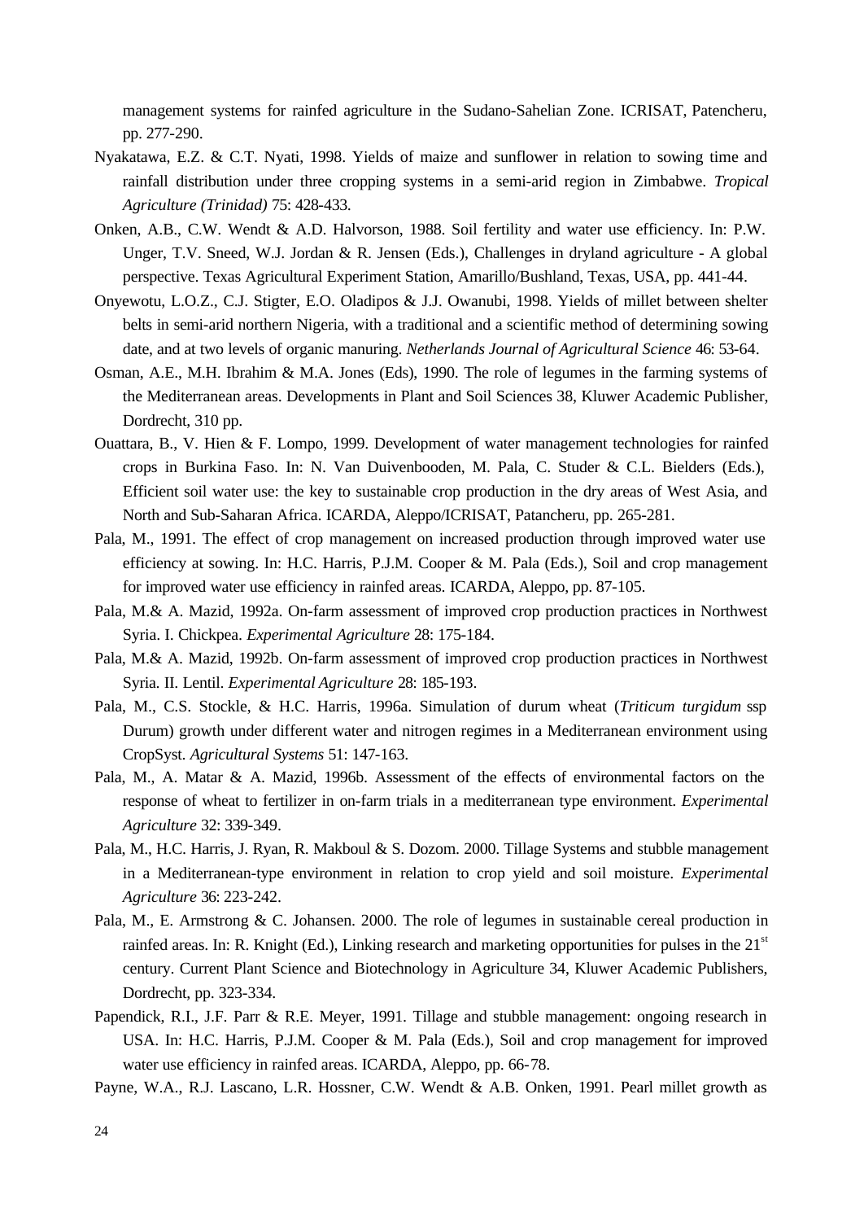management systems for rainfed agriculture in the Sudano-Sahelian Zone. ICRISAT, Patencheru, pp. 277-290.

Nyakatawa, E.Z. & C.T. Nyati, 1998. Yields of maize and sunflower in relation to sowing time and rainfall distribution under three cropping systems in a semi-arid region in Zimbabwe. *Tropical Agriculture (Trinidad)* 75: 428-433.

Onken, A.B., C.W. Wendt & A.D. Halvorson, 1988. Soil fertility and water use efficiency. In: P.W. Unger, T.V. Sneed, W.J. Jordan & R. Jensen (Eds.), Challenges in dryland agriculture - A global perspective. Texas Agricultural Experiment Station, Amarillo/Bushland, Texas, USA, pp. 441-44.

Onyewotu, L.O.Z., C.J. Stigter, E.O. Oladipos & J.J. Owanubi, 1998. Yields of millet between shelter belts in semi-arid northern Nigeria, with a traditional and a scientific method of determining sowing date, and at two levels of organic manuring. *Netherlands Journal of Agricultural Science* 46: 53-64.

Osman, A.E., M.H. Ibrahim & M.A. Jones (Eds), 1990. The role of legumes in the farming systems of the Mediterranean areas. Developments in Plant and Soil Sciences 38, Kluwer Academic Publisher, Dordrecht, 310 pp.

Ouattara, B., V. Hien & F. Lompo, 1999. Development of water management technologies for rainfed crops in Burkina Faso. In: N. Van Duivenbooden, M. Pala, C. Studer & C.L. Bielders (Eds.), Efficient soil water use: the key to sustainable crop production in the dry areas of West Asia, and North and Sub-Saharan Africa. ICARDA, Aleppo/ICRISAT, Patancheru, pp. 265-281.

Pala, M., 1991. The effect of crop management on increased production through improved water use efficiency at sowing. In: H.C. Harris, P.J.M. Cooper & M. Pala (Eds.), Soil and crop management for improved water use efficiency in rainfed areas. ICARDA, Aleppo, pp. 87-105.

Pala, M.& A. Mazid, 1992a. On-farm assessment of improved crop production practices in Northwest Syria. I. Chickpea. *Experimental Agriculture* 28: 175-184.

Pala, M.& A. Mazid, 1992b. On-farm assessment of improved crop production practices in Northwest Syria. II. Lentil. *Experimental Agriculture* 28: 185-193.

Pala, M., C.S. Stockle, & H.C. Harris, 1996a. Simulation of durum wheat (*Triticum turgidum* ssp Durum) growth under different water and nitrogen regimes in a Mediterranean environment using CropSyst. *Agricultural Systems* 51: 147-163.

Pala, M., A. Matar & A. Mazid, 1996b. Assessment of the effects of environmental factors on the response of wheat to fertilizer in on-farm trials in a mediterranean type environment. *Experimental Agriculture* 32: 339-349.

Pala, M., H.C. Harris, J. Ryan, R. Makboul & S. Dozom. 2000. Tillage Systems and stubble management in a Mediterranean-type environment in relation to crop yield and soil moisture. *Experimental Agriculture* 36: 223-242.

Pala, M., E. Armstrong & C. Johansen. 2000. The role of legumes in sustainable cereal production in rainfed areas. In: R. Knight (Ed.), Linking research and marketing opportunities for pulses in the 21st century. Current Plant Science and Biotechnology in Agriculture 34, Kluwer Academic Publishers, Dordrecht, pp. 323-334.

Papendick, R.I., J.F. Parr & R.E. Meyer, 1991. Tillage and stubble management: ongoing research in USA. In: H.C. Harris, P.J.M. Cooper & M. Pala (Eds.), Soil and crop management for improved water use efficiency in rainfed areas. ICARDA, Aleppo, pp. 66-78.

Payne, W.A., R.J. Lascano, L.R. Hossner, C.W. Wendt & A.B. Onken, 1991. Pearl millet growth as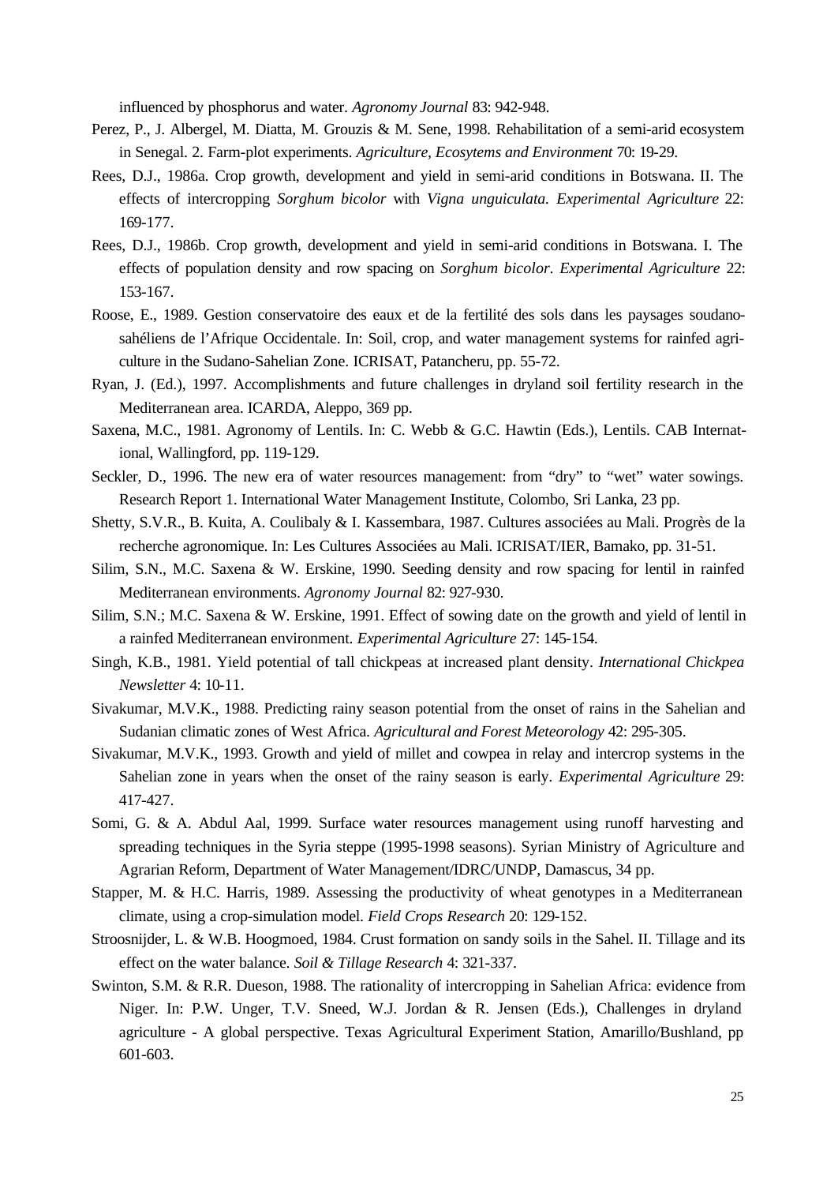influenced by phosphorus and water. *Agronomy Journal* 83: 942-948.

Perez, P., J. Albergel, M. Diatta, M. Grouzis & M. Sene, 1998. Rehabilitation of a semi-arid ecosystem in Senegal. 2. Farm-plot experiments. *Agriculture, Ecosytems and Environment* 70: 19-29.

Rees, D.J., 1986a. Crop growth, development and yield in semi-arid conditions in Botswana. II. The effects of intercropping *Sorghum bicolor* with *Vigna unguiculata. Experimental Agriculture* 22: 169-177.

Rees, D.J., 1986b. Crop growth, development and yield in semi-arid conditions in Botswana. I. The effects of population density and row spacing on *Sorghum bicolor*. *Experimental Agriculture* 22: 153-167.

Roose, E., 1989. Gestion conservatoire des eaux et de la fertilité des sols dans les paysages soudano-sahéliens de l'Afrique Occidentale. In: Soil, crop, and water management systems for rainfed agriculture in the Sudano-Sahelian Zone. ICRISAT, Patancheru, pp. 55-72.

Ryan, J. (Ed.), 1997. Accomplishments and future challenges in dryland soil fertility research in the Mediterranean area. ICARDA, Aleppo, 369 pp.

Saxena, M.C., 1981. Agronomy of Lentils. In: C. Webb & G.C. Hawtin (Eds.), Lentils. CAB International, Wallingford, pp. 119-129.

Seckler, D., 1996. The new era of water resources management: from "dry" to "wet" water sowings. Research Report 1. International Water Management Institute, Colombo, Sri Lanka, 23 pp.

Shetty, S.V.R., B. Kuita, A. Coulibaly & I. Kassembara, 1987. Cultures associées au Mali. Progrès de la recherche agronomique. In: Les Cultures Associées au Mali. ICRISAT/IER, Bamako, pp. 31-51.

Silim, S.N., M.C. Saxena & W. Erskine, 1990. Seeding density and row spacing for lentil in rainfed Mediterranean environments. *Agronomy Journal* 82: 927-930.

Silim, S.N.; M.C. Saxena & W. Erskine, 1991. Effect of sowing date on the growth and yield of lentil in a rainfed Mediterranean environment. *Experimental Agriculture* 27: 145-154.

Singh, K.B., 1981. Yield potential of tall chickpeas at increased plant density. *International Chickpea Newsletter* 4: 10-11.

Sivakumar, M.V.K., 1988. Predicting rainy season potential from the onset of rains in the Sahelian and Sudanian climatic zones of West Africa. *Agricultural and Forest Meteorology* 42: 295-305.

Sivakumar, M.V.K., 1993. Growth and yield of millet and cowpea in relay and intercrop systems in the Sahelian zone in years when the onset of the rainy season is early. *Experimental Agriculture* 29: 417-427.

Somi, G. & A. Abdul Aal, 1999. Surface water resources management using runoff harvesting and spreading techniques in the Syria steppe (1995-1998 seasons). Syrian Ministry of Agriculture and Agrarian Reform, Department of Water Management/IDRC/UNDP, Damascus, 34 pp.

Stapper, M. & H.C. Harris, 1989. Assessing the productivity of wheat genotypes in a Mediterranean climate, using a crop-simulation model. *Field Crops Research* 20: 129-152.

Stroosnijder, L. & W.B. Hoogmoed, 1984. Crust formation on sandy soils in the Sahel. II. Tillage and its effect on the water balance. *Soil & Tillage Research* 4: 321-337.

Swinton, S.M. & R.R. Dueson, 1988. The rationality of intercropping in Sahelian Africa: evidence from Niger. In: P.W. Unger, T.V. Sneed, W.J. Jordan & R. Jensen (Eds.), Challenges in dryland agriculture - A global perspective. Texas Agricultural Experiment Station, Amarillo/Bushland, pp 601-603.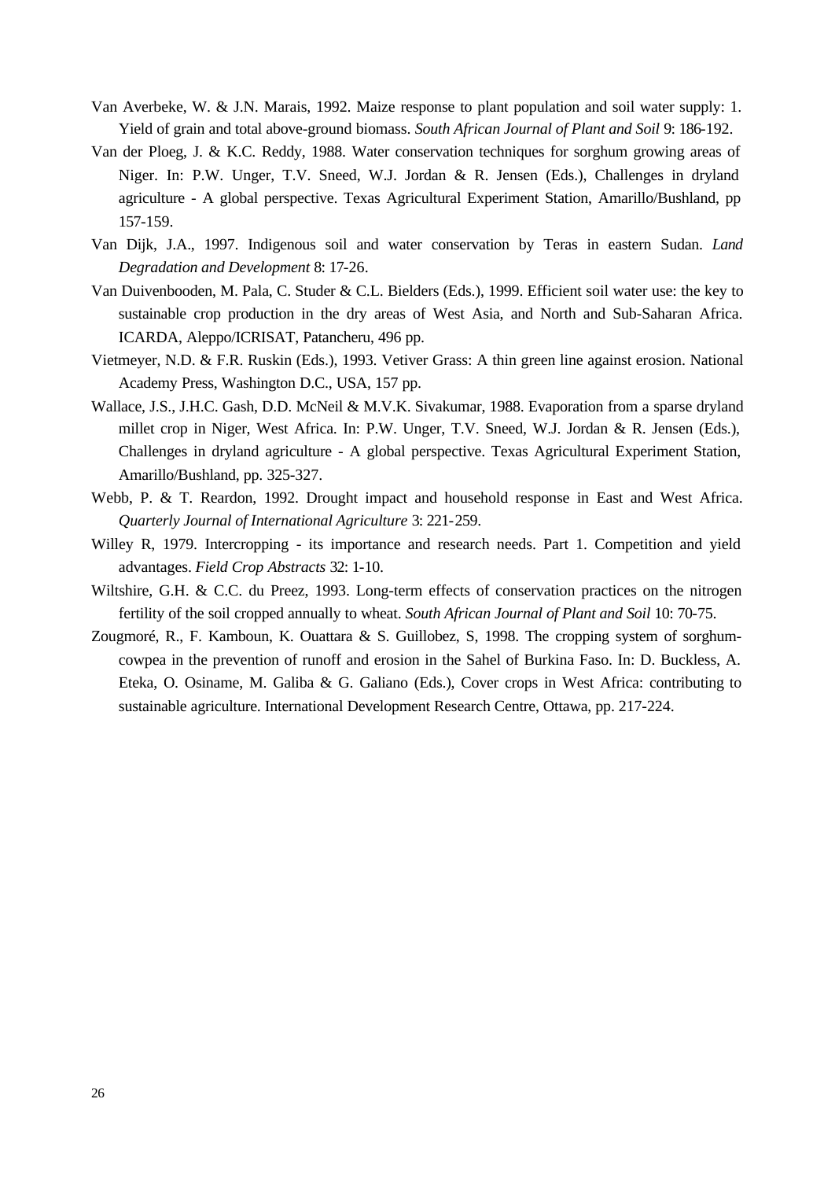Van Averbeke, W. & J.N. Marais, 1992. Maize response to plant population and soil water supply: 1. Yield of grain and total above-ground biomass. *South African Journal of Plant and Soil* 9: 186-192.

Van der Ploeg, J. & K.C. Reddy, 1988. Water conservation techniques for sorghum growing areas of Niger. In: P.W. Unger, T.V. Sneed, W.J. Jordan & R. Jensen (Eds.), Challenges in dryland agriculture - A global perspective. Texas Agricultural Experiment Station, Amarillo/Bushland, pp 157-159.

Van Dijk, J.A., 1997. Indigenous soil and water conservation by Teras in eastern Sudan. *Land Degradation and Development* 8: 17-26.

Van Duivenbooden, M. Pala, C. Studer & C.L. Bielders (Eds.), 1999. Efficient soil water use: the key to sustainable crop production in the dry areas of West Asia, and North and Sub-Saharan Africa. ICARDA, Aleppo/ICRISAT, Patancheru, 496 pp.

Vietmeyer, N.D. & F.R. Ruskin (Eds.), 1993. Vetiver Grass: A thin green line against erosion. National Academy Press, Washington D.C., USA, 157 pp.

Wallace, J.S., J.H.C. Gash, D.D. McNeil & M.V.K. Sivakumar, 1988. Evaporation from a sparse dryland millet crop in Niger, West Africa. In: P.W. Unger, T.V. Sneed, W.J. Jordan & R. Jensen (Eds.), Challenges in dryland agriculture - A global perspective. Texas Agricultural Experiment Station, Amarillo/Bushland, pp. 325-327.

Webb, P. & T. Reardon, 1992. Drought impact and household response in East and West Africa. *Quarterly Journal of International Agriculture* 3: 221-259.

Willey R, 1979. Intercropping - its importance and research needs. Part 1. Competition and yield advantages. *Field Crop Abstracts* 32: 1-10.

Wiltshire, G.H. & C.C. du Preez, 1993. Long-term effects of conservation practices on the nitrogen fertility of the soil cropped annually to wheat. *South African Journal of Plant and Soil* 10: 70-75.

Zougmoré, R., F. Kamboun, K. Ouattara & S. Guillobez, S, 1998. The cropping system of sorghum-cowpea in the prevention of runoff and erosion in the Sahel of Burkina Faso. In: D. Buckless, A. Eteka, O. Osiname, M. Galiba & G. Galiano (Eds.), Cover crops in West Africa: contributing to sustainable agriculture. International Development Research Centre, Ottawa, pp. 217-224.